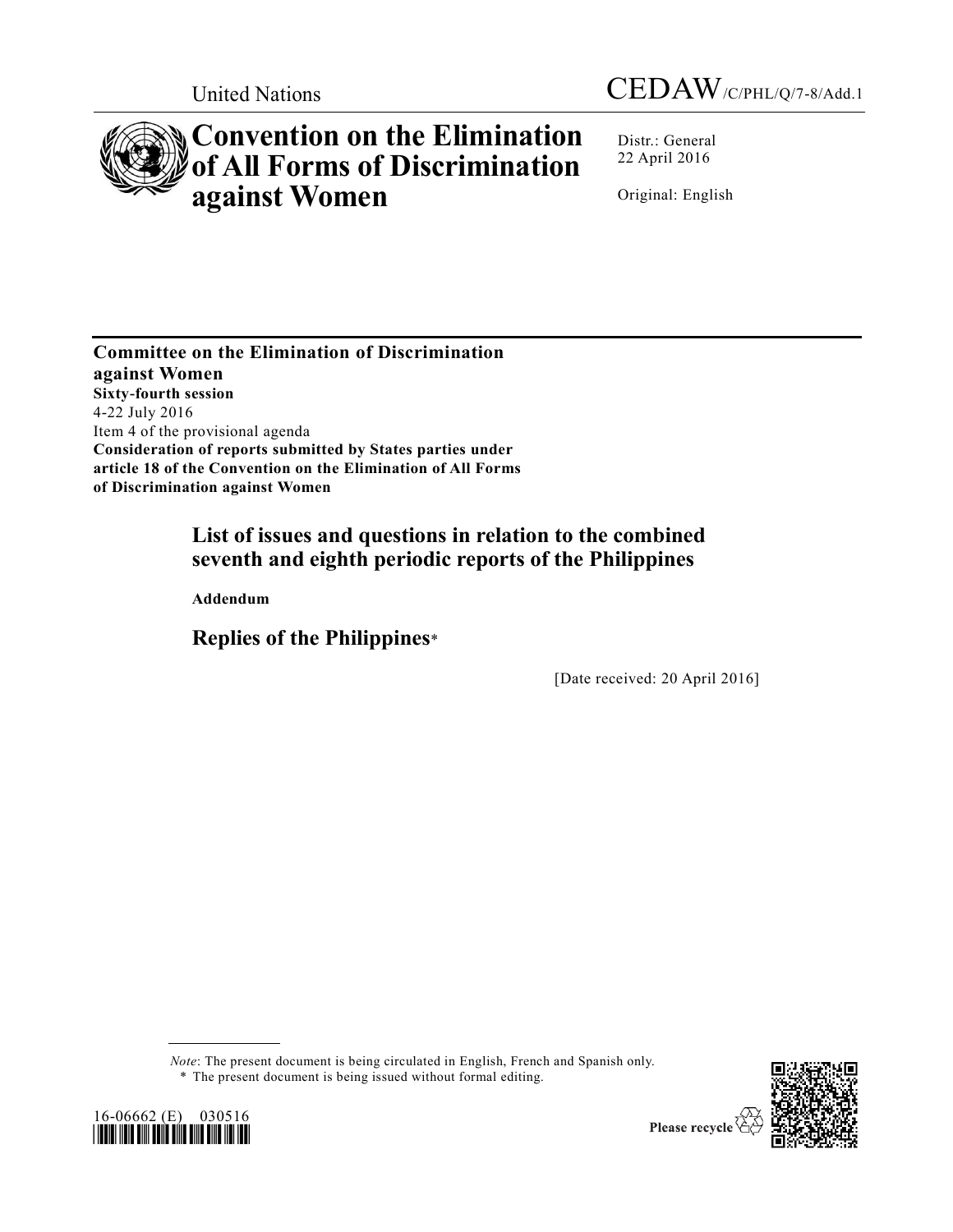United Nations

CEDAW/C/PHL/Q/7-8/Add.1

# Convention on the Elimination of All Forms of Discrimination against Women

Distr.: General
22 April 2016

Original: English

**Committee on the Elimination of Discrimination against Women**
**Sixty-fourth session**
4-22 July 2016
Item 4 of the provisional agenda
**Consideration of reports submitted by States parties under article 18 of the Convention on the Elimination of All Forms of Discrimination against Women**

## List of issues and questions in relation to the combined seventh and eighth periodic reports of the Philippines

**Addendum**

## Replies of the Philippines*

[Date received: 20 April 2016]

*Note*: The present document is being circulated in English, French and Spanish only.

\* The present document is being issued without formal editing.

16-06662 (E) 030516

Please recycle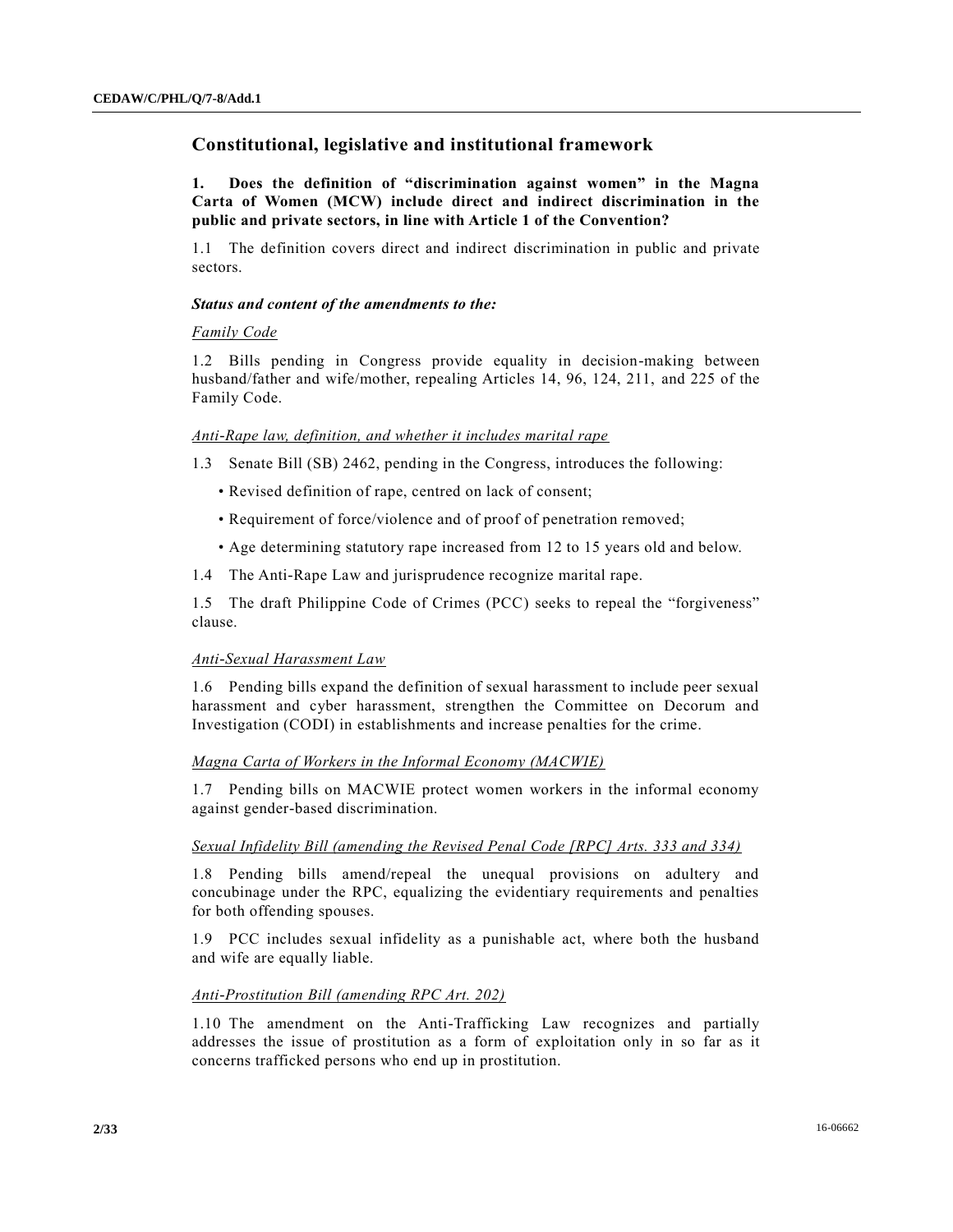## Constitutional, legislative and institutional framework

**1. Does the definition of "discrimination against women" in the Magna Carta of Women (MCW) include direct and indirect discrimination in the public and private sectors, in line with Article 1 of the Convention?**

1.1 The definition covers direct and indirect discrimination in public and private sectors.

***Status and content of the amendments to the:***

*Family Code*

1.2 Bills pending in Congress provide equality in decision-making between husband/father and wife/mother, repealing Articles 14, 96, 124, 211, and 225 of the Family Code.

*Anti-Rape law, definition, and whether it includes marital rape*

1.3 Senate Bill (SB) 2462, pending in the Congress, introduces the following:

- Revised definition of rape, centred on lack of consent;
- Requirement of force/violence and of proof of penetration removed;
- Age determining statutory rape increased from 12 to 15 years old and below.

1.4 The Anti-Rape Law and jurisprudence recognize marital rape.

1.5 The draft Philippine Code of Crimes (PCC) seeks to repeal the "forgiveness" clause.

*Anti-Sexual Harassment Law*

1.6 Pending bills expand the definition of sexual harassment to include peer sexual harassment and cyber harassment, strengthen the Committee on Decorum and Investigation (CODI) in establishments and increase penalties for the crime.

*Magna Carta of Workers in the Informal Economy (MACWIE)*

1.7 Pending bills on MACWIE protect women workers in the informal economy against gender-based discrimination.

*Sexual Infidelity Bill (amending the Revised Penal Code [RPC] Arts. 333 and 334)*

1.8 Pending bills amend/repeal the unequal provisions on adultery and concubinage under the RPC, equalizing the evidentiary requirements and penalties for both offending spouses.

1.9 PCC includes sexual infidelity as a punishable act, where both the husband and wife are equally liable.

*Anti-Prostitution Bill (amending RPC Art. 202)*

1.10 The amendment on the Anti-Trafficking Law recognizes and partially addresses the issue of prostitution as a form of exploitation only in so far as it concerns trafficked persons who end up in prostitution.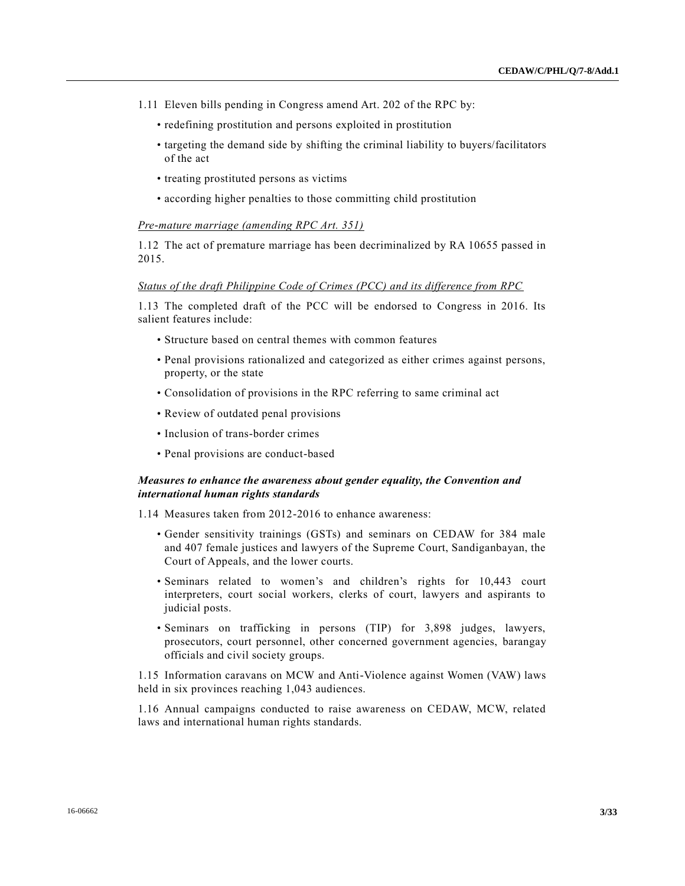1.11 Eleven bills pending in Congress amend Art. 202 of the RPC by:

- redefining prostitution and persons exploited in prostitution
- targeting the demand side by shifting the criminal liability to buyers/facilitators of the act
- treating prostituted persons as victims
- according higher penalties to those committing child prostitution

*Pre-mature marriage (amending RPC Art. 351)*

1.12 The act of premature marriage has been decriminalized by RA 10655 passed in 2015.

*Status of the draft Philippine Code of Crimes (PCC) and its difference from RPC*

1.13 The completed draft of the PCC will be endorsed to Congress in 2016. Its salient features include:

- Structure based on central themes with common features
- Penal provisions rationalized and categorized as either crimes against persons, property, or the state
- Consolidation of provisions in the RPC referring to same criminal act
- Review of outdated penal provisions
- Inclusion of trans-border crimes
- Penal provisions are conduct-based

***Measures to enhance the awareness about gender equality, the Convention and international human rights standards***

1.14 Measures taken from 2012-2016 to enhance awareness:

- Gender sensitivity trainings (GSTs) and seminars on CEDAW for 384 male and 407 female justices and lawyers of the Supreme Court, Sandiganbayan, the Court of Appeals, and the lower courts.
- Seminars related to women's and children's rights for 10,443 court interpreters, court social workers, clerks of court, lawyers and aspirants to judicial posts.
- Seminars on trafficking in persons (TIP) for 3,898 judges, lawyers, prosecutors, court personnel, other concerned government agencies, barangay officials and civil society groups.

1.15 Information caravans on MCW and Anti-Violence against Women (VAW) laws held in six provinces reaching 1,043 audiences.

1.16 Annual campaigns conducted to raise awareness on CEDAW, MCW, related laws and international human rights standards.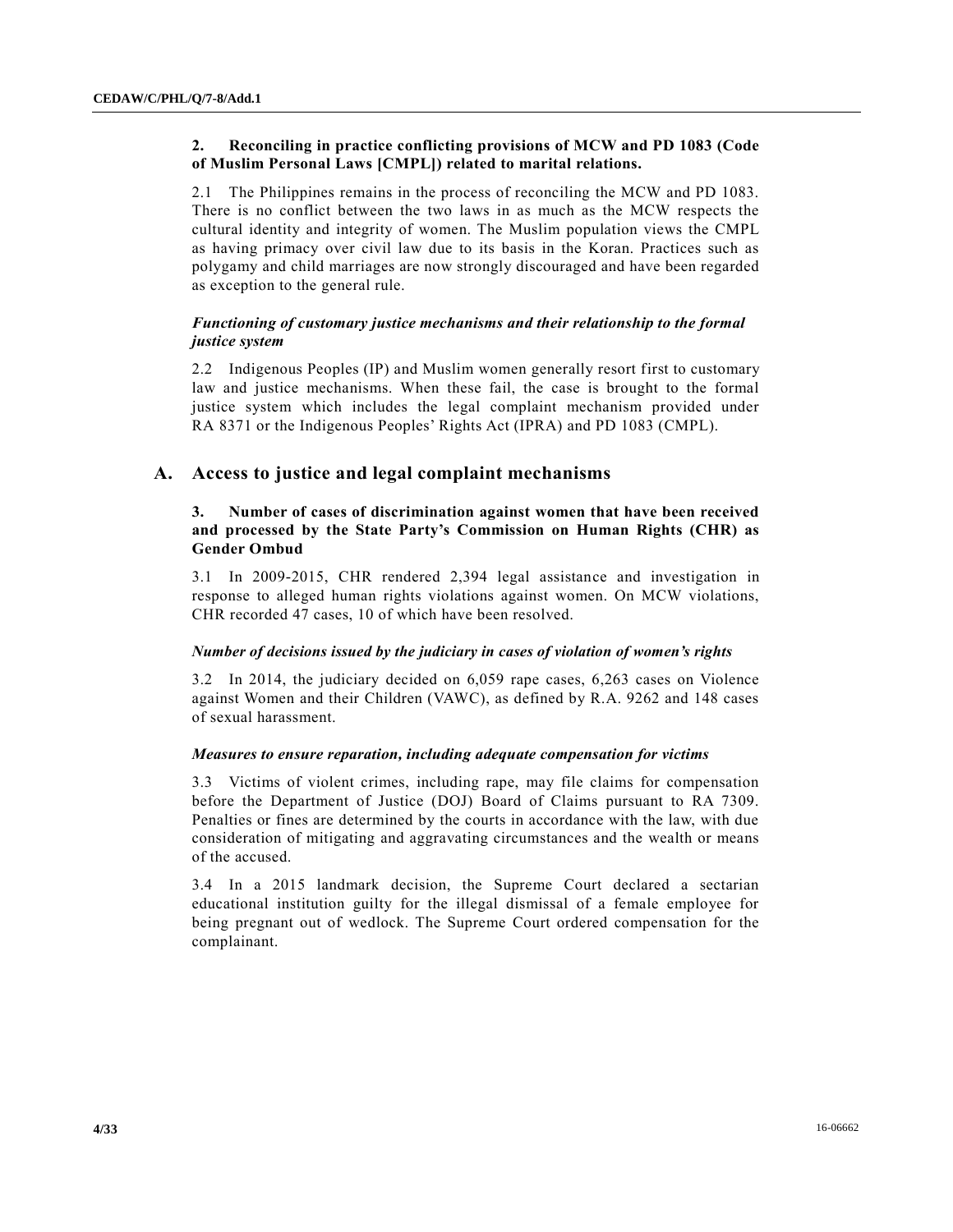**2. Reconciling in practice conflicting provisions of MCW and PD 1083 (Code of Muslim Personal Laws [CMPL]) related to marital relations.**

2.1 The Philippines remains in the process of reconciling the MCW and PD 1083. There is no conflict between the two laws in as much as the MCW respects the cultural identity and integrity of women. The Muslim population views the CMPL as having primacy over civil law due to its basis in the Koran. Practices such as polygamy and child marriages are now strongly discouraged and have been regarded as exception to the general rule.

***Functioning of customary justice mechanisms and their relationship to the formal justice system***

2.2 Indigenous Peoples (IP) and Muslim women generally resort first to customary law and justice mechanisms. When these fail, the case is brought to the formal justice system which includes the legal complaint mechanism provided under RA 8371 or the Indigenous Peoples' Rights Act (IPRA) and PD 1083 (CMPL).

## A. Access to justice and legal complaint mechanisms

**3. Number of cases of discrimination against women that have been received and processed by the State Party's Commission on Human Rights (CHR) as Gender Ombud**

3.1 In 2009-2015, CHR rendered 2,394 legal assistance and investigation in response to alleged human rights violations against women. On MCW violations, CHR recorded 47 cases, 10 of which have been resolved.

***Number of decisions issued by the judiciary in cases of violation of women's rights***

3.2 In 2014, the judiciary decided on 6,059 rape cases, 6,263 cases on Violence against Women and their Children (VAWC), as defined by R.A. 9262 and 148 cases of sexual harassment.

***Measures to ensure reparation, including adequate compensation for victims***

3.3 Victims of violent crimes, including rape, may file claims for compensation before the Department of Justice (DOJ) Board of Claims pursuant to RA 7309. Penalties or fines are determined by the courts in accordance with the law, with due consideration of mitigating and aggravating circumstances and the wealth or means of the accused.

3.4 In a 2015 landmark decision, the Supreme Court declared a sectarian educational institution guilty for the illegal dismissal of a female employee for being pregnant out of wedlock. The Supreme Court ordered compensation for the complainant.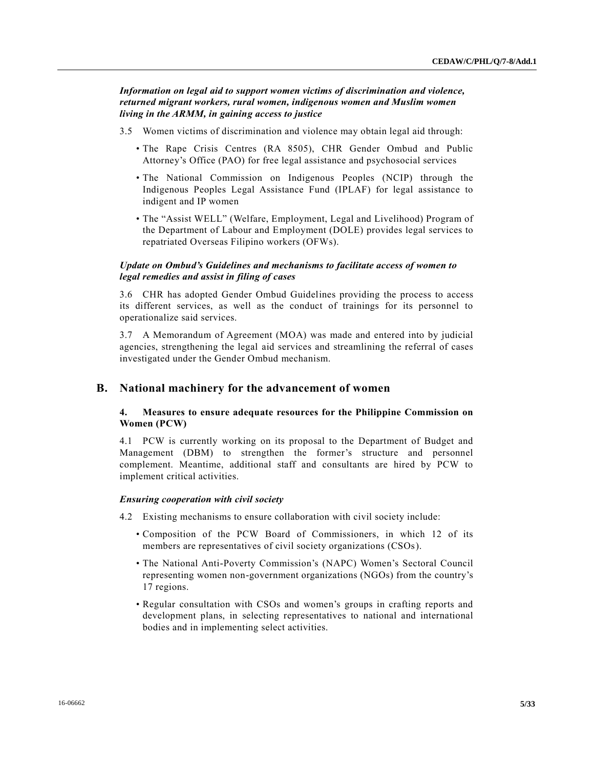***Information on legal aid to support women victims of discrimination and violence, returned migrant workers, rural women, indigenous women and Muslim women living in the ARMM, in gaining access to justice***

3.5 Women victims of discrimination and violence may obtain legal aid through:

- The Rape Crisis Centres (RA 8505), CHR Gender Ombud and Public Attorney's Office (PAO) for free legal assistance and psychosocial services
- The National Commission on Indigenous Peoples (NCIP) through the Indigenous Peoples Legal Assistance Fund (IPLAF) for legal assistance to indigent and IP women
- The "Assist WELL" (Welfare, Employment, Legal and Livelihood) Program of the Department of Labour and Employment (DOLE) provides legal services to repatriated Overseas Filipino workers (OFWs).

***Update on Ombud's Guidelines and mechanisms to facilitate access of women to legal remedies and assist in filing of cases***

3.6 CHR has adopted Gender Ombud Guidelines providing the process to access its different services, as well as the conduct of trainings for its personnel to operationalize said services.

3.7 A Memorandum of Agreement (MOA) was made and entered into by judicial agencies, strengthening the legal aid services and streamlining the referral of cases investigated under the Gender Ombud mechanism.

## B. National machinery for the advancement of women

### 4. Measures to ensure adequate resources for the Philippine Commission on Women (PCW)

4.1 PCW is currently working on its proposal to the Department of Budget and Management (DBM) to strengthen the former's structure and personnel complement. Meantime, additional staff and consultants are hired by PCW to implement critical activities.

***Ensuring cooperation with civil society***

4.2 Existing mechanisms to ensure collaboration with civil society include:

- Composition of the PCW Board of Commissioners, in which 12 of its members are representatives of civil society organizations (CSOs).
- The National Anti-Poverty Commission's (NAPC) Women's Sectoral Council representing women non-government organizations (NGOs) from the country's 17 regions.
- Regular consultation with CSOs and women's groups in crafting reports and development plans, in selecting representatives to national and international bodies and in implementing select activities.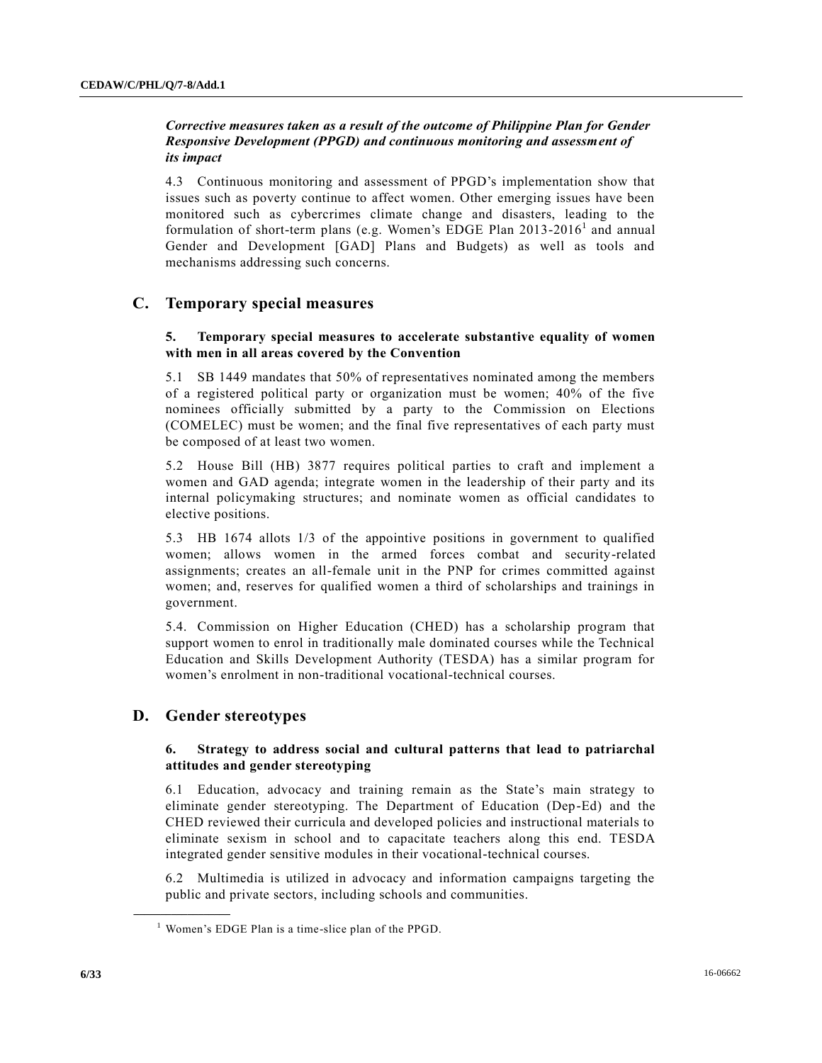*Corrective measures taken as a result of the outcome of Philippine Plan for Gender Responsive Development (PPGD) and continuous monitoring and assessment of its impact*

4.3 Continuous monitoring and assessment of PPGD's implementation show that issues such as poverty continue to affect women. Other emerging issues have been monitored such as cybercrimes climate change and disasters, leading to the formulation of short-term plans (e.g. Women's EDGE Plan 2013-2016[1] and annual Gender and Development [GAD] Plans and Budgets) as well as tools and mechanisms addressing such concerns.

## C. Temporary special measures

### 5. Temporary special measures to accelerate substantive equality of women with men in all areas covered by the Convention

5.1 SB 1449 mandates that 50% of representatives nominated among the members of a registered political party or organization must be women; 40% of the five nominees officially submitted by a party to the Commission on Elections (COMELEC) must be women; and the final five representatives of each party must be composed of at least two women.

5.2 House Bill (HB) 3877 requires political parties to craft and implement a women and GAD agenda; integrate women in the leadership of their party and its internal policymaking structures; and nominate women as official candidates to elective positions.

5.3 HB 1674 allots 1/3 of the appointive positions in government to qualified women; allows women in the armed forces combat and security-related assignments; creates an all-female unit in the PNP for crimes committed against women; and, reserves for qualified women a third of scholarships and trainings in government.

5.4. Commission on Higher Education (CHED) has a scholarship program that support women to enrol in traditionally male dominated courses while the Technical Education and Skills Development Authority (TESDA) has a similar program for women's enrolment in non-traditional vocational-technical courses.

## D. Gender stereotypes

### 6. Strategy to address social and cultural patterns that lead to patriarchal attitudes and gender stereotyping

6.1 Education, advocacy and training remain as the State's main strategy to eliminate gender stereotyping. The Department of Education (Dep-Ed) and the CHED reviewed their curricula and developed policies and instructional materials to eliminate sexism in school and to capacitate teachers along this end. TESDA integrated gender sensitive modules in their vocational-technical courses.

6.2 Multimedia is utilized in advocacy and information campaigns targeting the public and private sectors, including schools and communities.

[1] Women's EDGE Plan is a time-slice plan of the PPGD.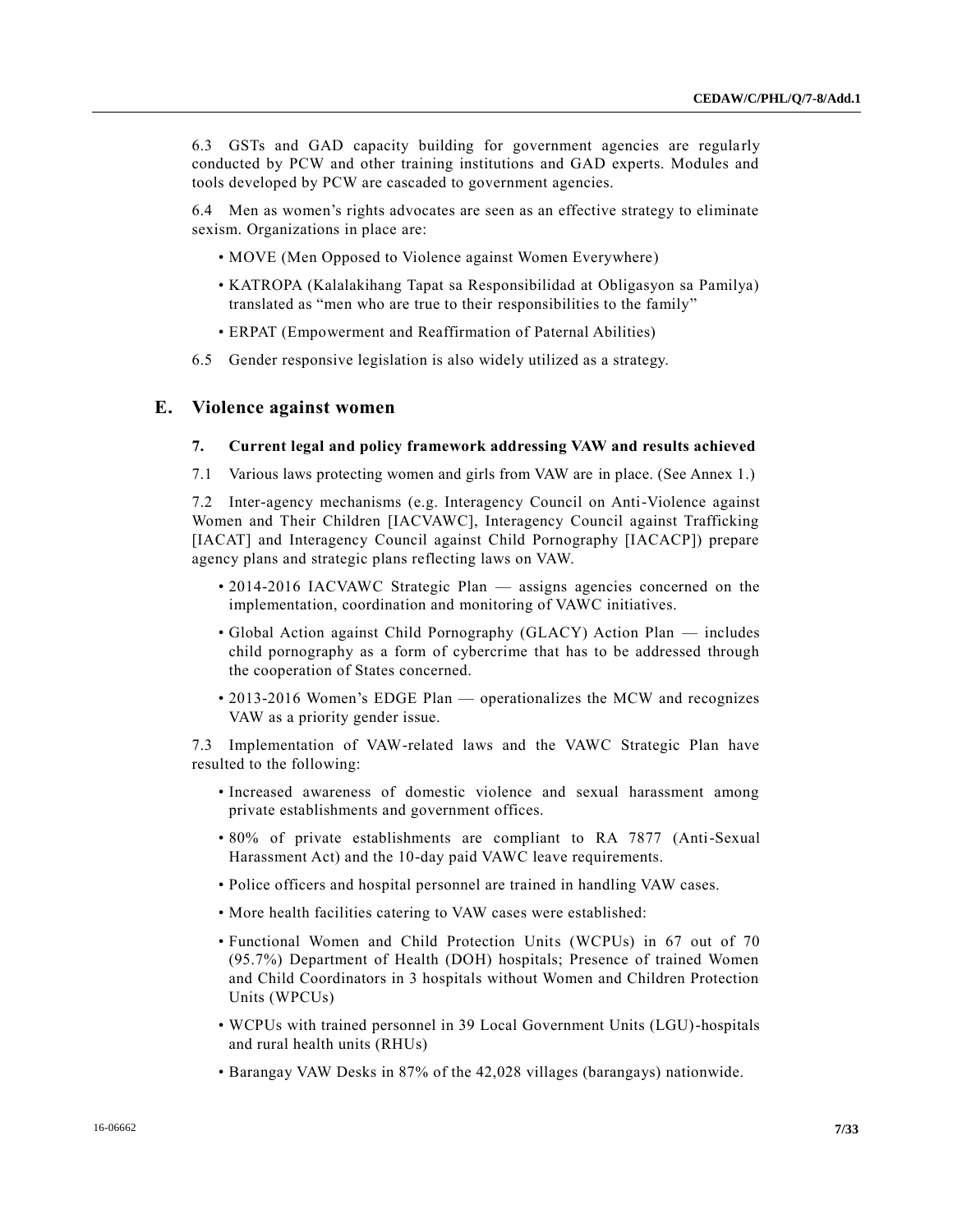6.3 GSTs and GAD capacity building for government agencies are regularly conducted by PCW and other training institutions and GAD experts. Modules and tools developed by PCW are cascaded to government agencies.

6.4 Men as women's rights advocates are seen as an effective strategy to eliminate sexism. Organizations in place are:

- MOVE (Men Opposed to Violence against Women Everywhere)
- KATROPA (Kalalakihang Tapat sa Responsibilidad at Obligasyon sa Pamilya) translated as "men who are true to their responsibilities to the family"
- ERPAT (Empowerment and Reaffirmation of Paternal Abilities)

6.5 Gender responsive legislation is also widely utilized as a strategy.

## E. Violence against women

### 7. Current legal and policy framework addressing VAW and results achieved

7.1 Various laws protecting women and girls from VAW are in place. (See Annex 1.)

7.2 Inter-agency mechanisms (e.g. Interagency Council on Anti-Violence against Women and Their Children [IACVAWC], Interagency Council against Trafficking [IACAT] and Interagency Council against Child Pornography [IACACP]) prepare agency plans and strategic plans reflecting laws on VAW.

- 2014-2016 IACVAWC Strategic Plan — assigns agencies concerned on the implementation, coordination and monitoring of VAWC initiatives.
- Global Action against Child Pornography (GLACY) Action Plan — includes child pornography as a form of cybercrime that has to be addressed through the cooperation of States concerned.
- 2013-2016 Women's EDGE Plan — operationalizes the MCW and recognizes VAW as a priority gender issue.

7.3 Implementation of VAW-related laws and the VAWC Strategic Plan have resulted to the following:

- Increased awareness of domestic violence and sexual harassment among private establishments and government offices.
- 80% of private establishments are compliant to RA 7877 (Anti-Sexual Harassment Act) and the 10-day paid VAWC leave requirements.
- Police officers and hospital personnel are trained in handling VAW cases.
- More health facilities catering to VAW cases were established:
- Functional Women and Child Protection Units (WCPUs) in 67 out of 70 (95.7%) Department of Health (DOH) hospitals; Presence of trained Women and Child Coordinators in 3 hospitals without Women and Children Protection Units (WPCUs)
- WCPUs with trained personnel in 39 Local Government Units (LGU)-hospitals and rural health units (RHUs)
- Barangay VAW Desks in 87% of the 42,028 villages (barangays) nationwide.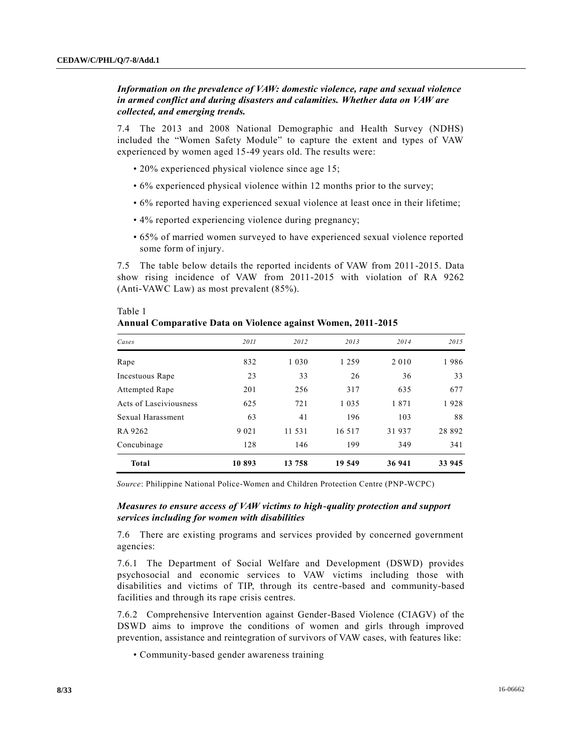***Information on the prevalence of VAW: domestic violence, rape and sexual violence in armed conflict and during disasters and calamities. Whether data on VAW are collected, and emerging trends.***

7.4 The 2013 and 2008 National Demographic and Health Survey (NDHS) included the "Women Safety Module" to capture the extent and types of VAW experienced by women aged 15-49 years old. The results were:

- 20% experienced physical violence since age 15;
- 6% experienced physical violence within 12 months prior to the survey;
- 6% reported having experienced sexual violence at least once in their lifetime;
- 4% reported experiencing violence during pregnancy;
- 65% of married women surveyed to have experienced sexual violence reported some form of injury.

7.5 The table below details the reported incidents of VAW from 2011-2015. Data show rising incidence of VAW from 2011-2015 with violation of RA 9262 (Anti-VAWC Law) as most prevalent (85%).

Table 1
**Annual Comparative Data on Violence against Women, 2011-2015**

| *Cases* | *2011* | *2012* | *2013* | *2014* | *2015* |
|---|---|---|---|---|---|
| Rape | 832 | 1 030 | 1 259 | 2 010 | 1 986 |
| Incestuous Rape | 23 | 33 | 26 | 36 | 33 |
| Attempted Rape | 201 | 256 | 317 | 635 | 677 |
| Acts of Lasciviousness | 625 | 721 | 1 035 | 1 871 | 1 928 |
| Sexual Harassment | 63 | 41 | 196 | 103 | 88 |
| RA 9262 | 9 021 | 11 531 | 16 517 | 31 937 | 28 892 |
| Concubinage | 128 | 146 | 199 | 349 | 341 |
| **Total** | **10 893** | **13 758** | **19 549** | **36 941** | **33 945** |

*Source*: Philippine National Police-Women and Children Protection Centre (PNP-WCPC)

***Measures to ensure access of VAW victims to high-quality protection and support services including for women with disabilities***

7.6 There are existing programs and services provided by concerned government agencies:

7.6.1 The Department of Social Welfare and Development (DSWD) provides psychosocial and economic services to VAW victims including those with disabilities and victims of TIP, through its centre-based and community-based facilities and through its rape crisis centres.

7.6.2 Comprehensive Intervention against Gender-Based Violence (CIAGV) of the DSWD aims to improve the conditions of women and girls through improved prevention, assistance and reintegration of survivors of VAW cases, with features like:

- Community-based gender awareness training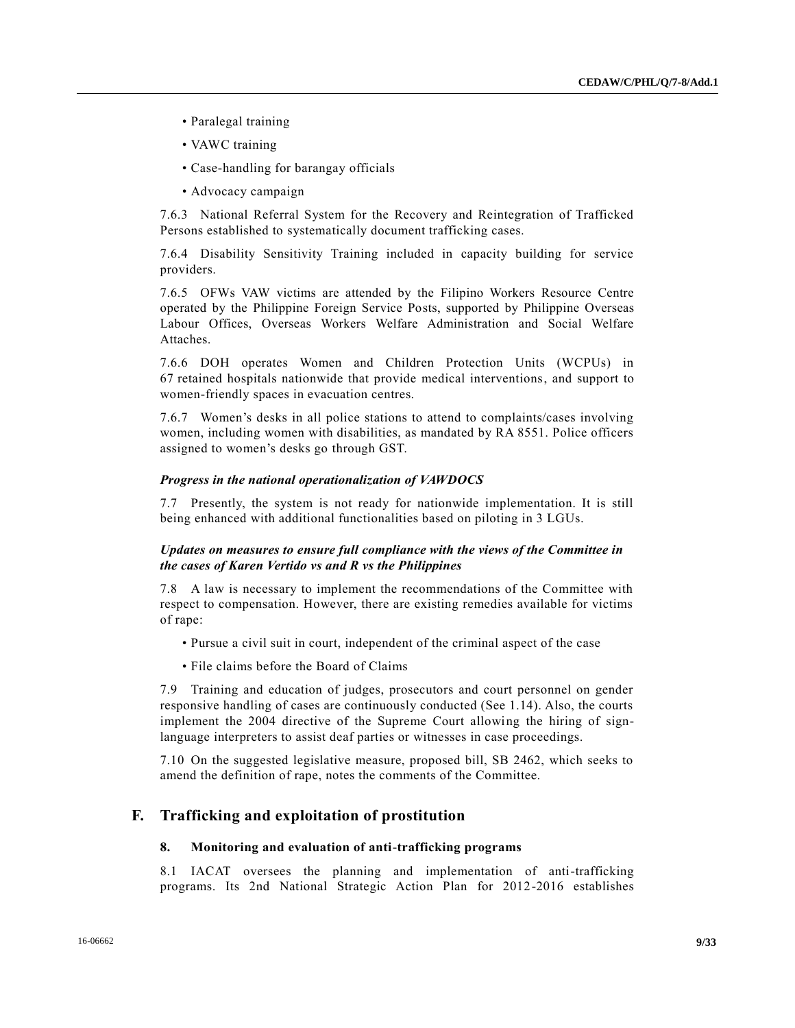- Paralegal training
- VAWC training
- Case-handling for barangay officials
- Advocacy campaign

7.6.3 National Referral System for the Recovery and Reintegration of Trafficked Persons established to systematically document trafficking cases.

7.6.4 Disability Sensitivity Training included in capacity building for service providers.

7.6.5 OFWs VAW victims are attended by the Filipino Workers Resource Centre operated by the Philippine Foreign Service Posts, supported by Philippine Overseas Labour Offices, Overseas Workers Welfare Administration and Social Welfare Attaches.

7.6.6 DOH operates Women and Children Protection Units (WCPUs) in 67 retained hospitals nationwide that provide medical interventions, and support to women-friendly spaces in evacuation centres.

7.6.7 Women's desks in all police stations to attend to complaints/cases involving women, including women with disabilities, as mandated by RA 8551. Police officers assigned to women's desks go through GST.

***Progress in the national operationalization of VAWDOCS***

7.7 Presently, the system is not ready for nationwide implementation. It is still being enhanced with additional functionalities based on piloting in 3 LGUs.

***Updates on measures to ensure full compliance with the views of the Committee in the cases of Karen Vertido vs and R vs the Philippines***

7.8 A law is necessary to implement the recommendations of the Committee with respect to compensation. However, there are existing remedies available for victims of rape:

- Pursue a civil suit in court, independent of the criminal aspect of the case
- File claims before the Board of Claims

7.9 Training and education of judges, prosecutors and court personnel on gender responsive handling of cases are continuously conducted (See 1.14). Also, the courts implement the 2004 directive of the Supreme Court allowing the hiring of sign-language interpreters to assist deaf parties or witnesses in case proceedings.

7.10 On the suggested legislative measure, proposed bill, SB 2462, which seeks to amend the definition of rape, notes the comments of the Committee.

## F. Trafficking and exploitation of prostitution

### 8. Monitoring and evaluation of anti-trafficking programs

8.1 IACAT oversees the planning and implementation of anti-trafficking programs. Its 2nd National Strategic Action Plan for 2012-2016 establishes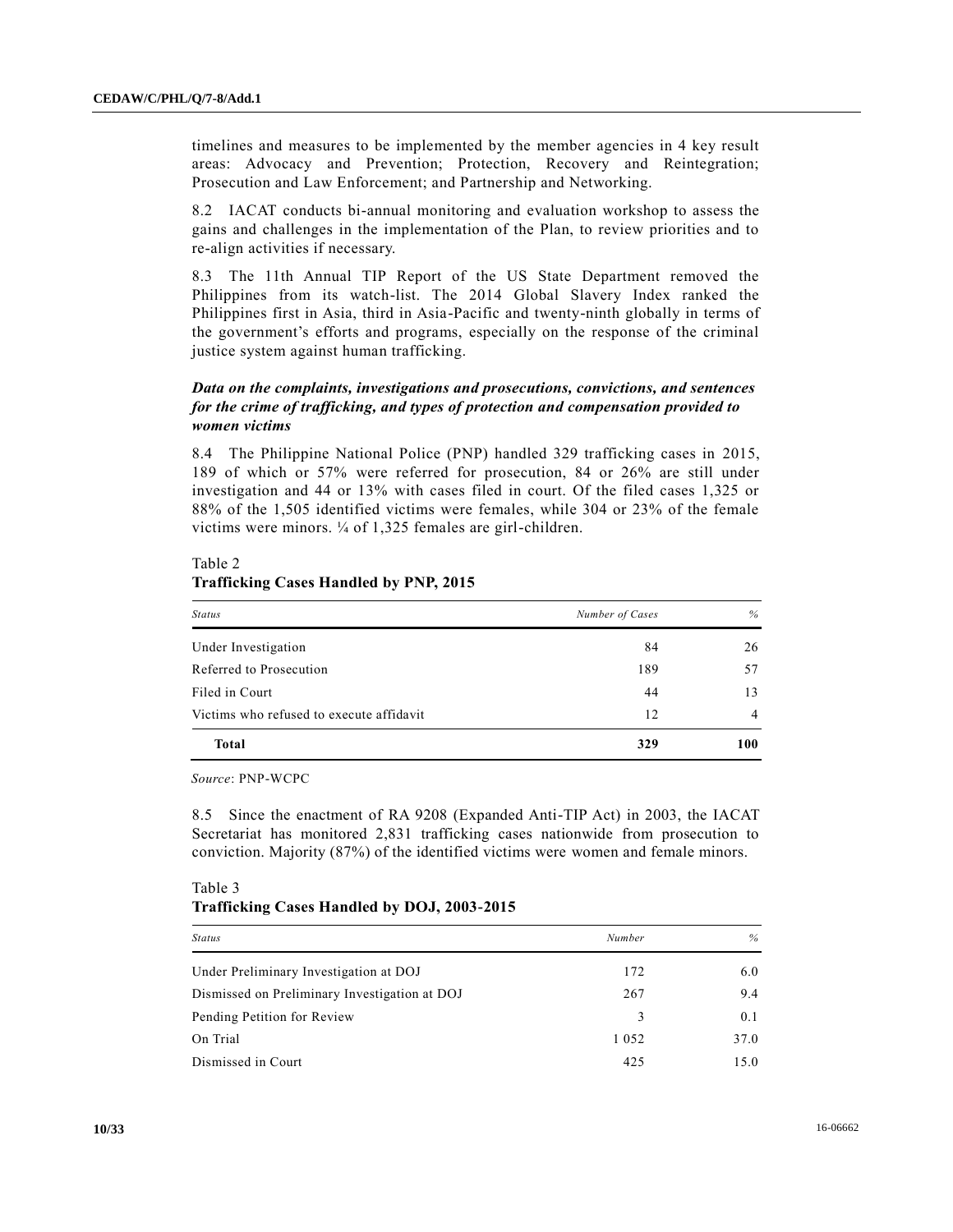timelines and measures to be implemented by the member agencies in 4 key result areas: Advocacy and Prevention; Protection, Recovery and Reintegration; Prosecution and Law Enforcement; and Partnership and Networking.

8.2 IACAT conducts bi-annual monitoring and evaluation workshop to assess the gains and challenges in the implementation of the Plan, to review priorities and to re-align activities if necessary.

8.3 The 11th Annual TIP Report of the US State Department removed the Philippines from its watch-list. The 2014 Global Slavery Index ranked the Philippines first in Asia, third in Asia-Pacific and twenty-ninth globally in terms of the government's efforts and programs, especially on the response of the criminal justice system against human trafficking.

***Data on the complaints, investigations and prosecutions, convictions, and sentences for the crime of trafficking, and types of protection and compensation provided to women victims***

8.4 The Philippine National Police (PNP) handled 329 trafficking cases in 2015, 189 of which or 57% were referred for prosecution, 84 or 26% are still under investigation and 44 or 13% with cases filed in court. Of the filed cases 1,325 or 88% of the 1,505 identified victims were females, while 304 or 23% of the female victims were minors. ¼ of 1,325 females are girl-children.

Table 2
**Trafficking Cases Handled by PNP, 2015**

| *Status* | *Number of Cases* | *%* |
|---|---|---|
| Under Investigation | 84 | 26 |
| Referred to Prosecution | 189 | 57 |
| Filed in Court | 44 | 13 |
| Victims who refused to execute affidavit | 12 | 4 |
| **Total** | **329** | **100** |

*Source*: PNP-WCPC

8.5 Since the enactment of RA 9208 (Expanded Anti-TIP Act) in 2003, the IACAT Secretariat has monitored 2,831 trafficking cases nationwide from prosecution to conviction. Majority (87%) of the identified victims were women and female minors.

Table 3
**Trafficking Cases Handled by DOJ, 2003-2015**

| *Status* | *Number* | *%* |
|---|---|---|
| Under Preliminary Investigation at DOJ | 172 | 6.0 |
| Dismissed on Preliminary Investigation at DOJ | 267 | 9.4 |
| Pending Petition for Review | 3 | 0.1 |
| On Trial | 1 052 | 37.0 |
| Dismissed in Court | 425 | 15.0 |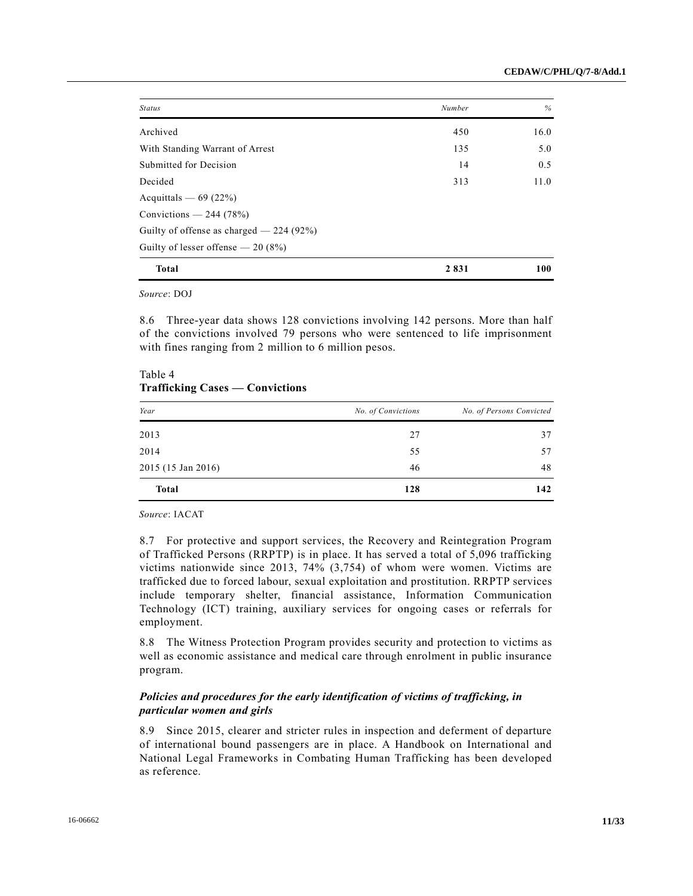| Status | Number | % |
|---|---|---|
| Archived | 450 | 16.0 |
| With Standing Warrant of Arrest | 135 | 5.0 |
| Submitted for Decision | 14 | 0.5 |
| Decided | 313 | 11.0 |
| Acquittals — 69 (22%) | | |
| Convictions — 244 (78%) | | |
| Guilty of offense as charged — 224 (92%) | | |
| Guilty of lesser offense — 20 (8%) | | |
| **Total** | **2 831** | **100** |

*Source*: DOJ

8.6 Three-year data shows 128 convictions involving 142 persons. More than half of the convictions involved 79 persons who were sentenced to life imprisonment with fines ranging from 2 million to 6 million pesos.

Table 4
**Trafficking Cases — Convictions**

| Year | No. of Convictions | No. of Persons Convicted |
|---|---|---|
| 2013 | 27 | 37 |
| 2014 | 55 | 57 |
| 2015 (15 Jan 2016) | 46 | 48 |
| **Total** | **128** | **142** |

*Source*: IACAT

8.7 For protective and support services, the Recovery and Reintegration Program of Trafficked Persons (RRPTP) is in place. It has served a total of 5,096 trafficking victims nationwide since 2013, 74% (3,754) of whom were women. Victims are trafficked due to forced labour, sexual exploitation and prostitution. RRPTP services include temporary shelter, financial assistance, Information Communication Technology (ICT) training, auxiliary services for ongoing cases or referrals for employment.

8.8 The Witness Protection Program provides security and protection to victims as well as economic assistance and medical care through enrolment in public insurance program.

### *Policies and procedures for the early identification of victims of trafficking, in particular women and girls*

8.9 Since 2015, clearer and stricter rules in inspection and deferment of departure of international bound passengers are in place. A Handbook on International and National Legal Frameworks in Combating Human Trafficking has been developed as reference.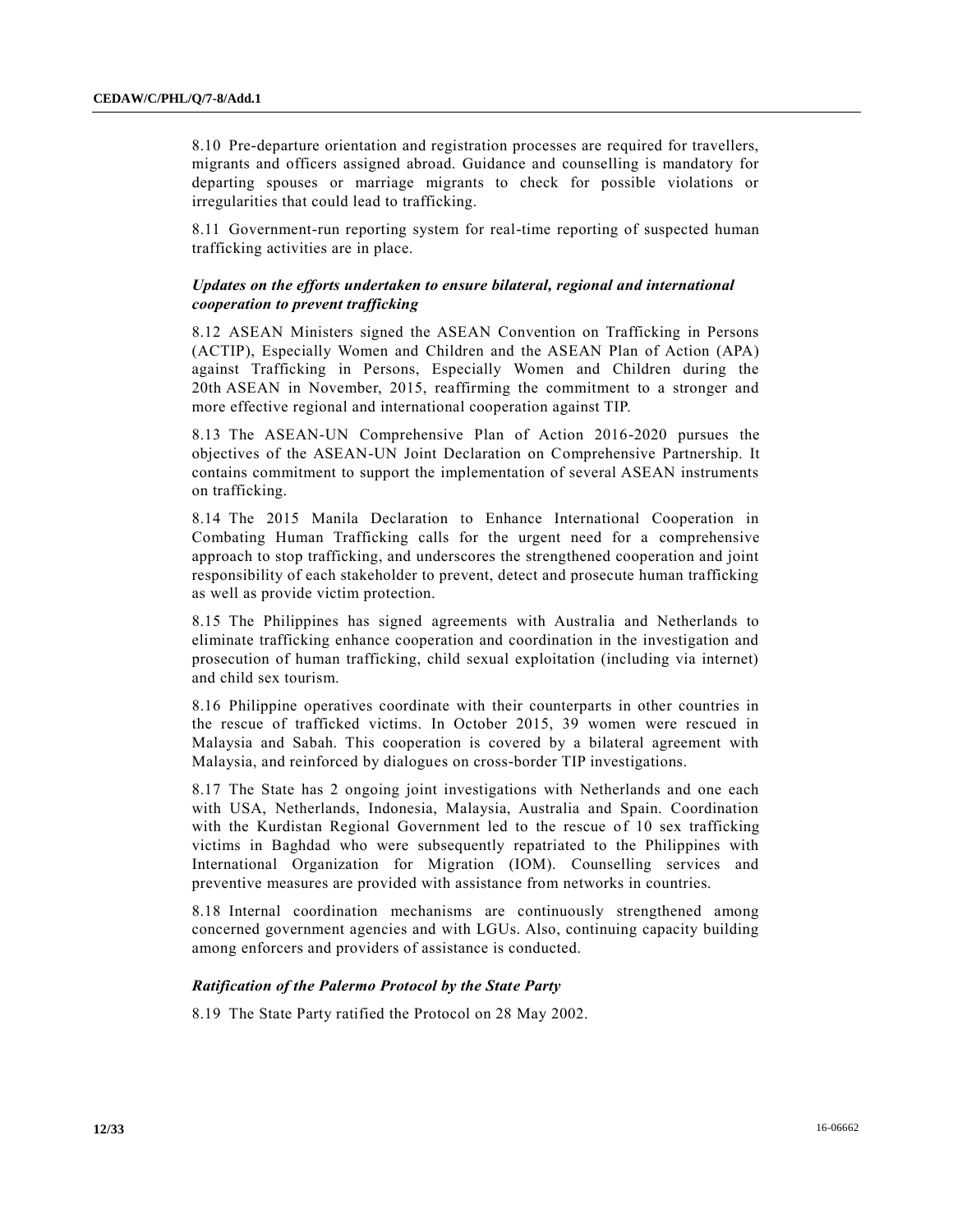8.10 Pre-departure orientation and registration processes are required for travellers, migrants and officers assigned abroad. Guidance and counselling is mandatory for departing spouses or marriage migrants to check for possible violations or irregularities that could lead to trafficking.

8.11 Government-run reporting system for real-time reporting of suspected human trafficking activities are in place.

### *Updates on the efforts undertaken to ensure bilateral, regional and international cooperation to prevent trafficking*

8.12 ASEAN Ministers signed the ASEAN Convention on Trafficking in Persons (ACTIP), Especially Women and Children and the ASEAN Plan of Action (APA) against Trafficking in Persons, Especially Women and Children during the 20th ASEAN in November, 2015, reaffirming the commitment to a stronger and more effective regional and international cooperation against TIP.

8.13 The ASEAN-UN Comprehensive Plan of Action 2016-2020 pursues the objectives of the ASEAN-UN Joint Declaration on Comprehensive Partnership. It contains commitment to support the implementation of several ASEAN instruments on trafficking.

8.14 The 2015 Manila Declaration to Enhance International Cooperation in Combating Human Trafficking calls for the urgent need for a comprehensive approach to stop trafficking, and underscores the strengthened cooperation and joint responsibility of each stakeholder to prevent, detect and prosecute human trafficking as well as provide victim protection.

8.15 The Philippines has signed agreements with Australia and Netherlands to eliminate trafficking enhance cooperation and coordination in the investigation and prosecution of human trafficking, child sexual exploitation (including via internet) and child sex tourism.

8.16 Philippine operatives coordinate with their counterparts in other countries in the rescue of trafficked victims. In October 2015, 39 women were rescued in Malaysia and Sabah. This cooperation is covered by a bilateral agreement with Malaysia, and reinforced by dialogues on cross-border TIP investigations.

8.17 The State has 2 ongoing joint investigations with Netherlands and one each with USA, Netherlands, Indonesia, Malaysia, Australia and Spain. Coordination with the Kurdistan Regional Government led to the rescue of 10 sex trafficking victims in Baghdad who were subsequently repatriated to the Philippines with International Organization for Migration (IOM). Counselling services and preventive measures are provided with assistance from networks in countries.

8.18 Internal coordination mechanisms are continuously strengthened among concerned government agencies and with LGUs. Also, continuing capacity building among enforcers and providers of assistance is conducted.

### *Ratification of the Palermo Protocol by the State Party*

8.19 The State Party ratified the Protocol on 28 May 2002.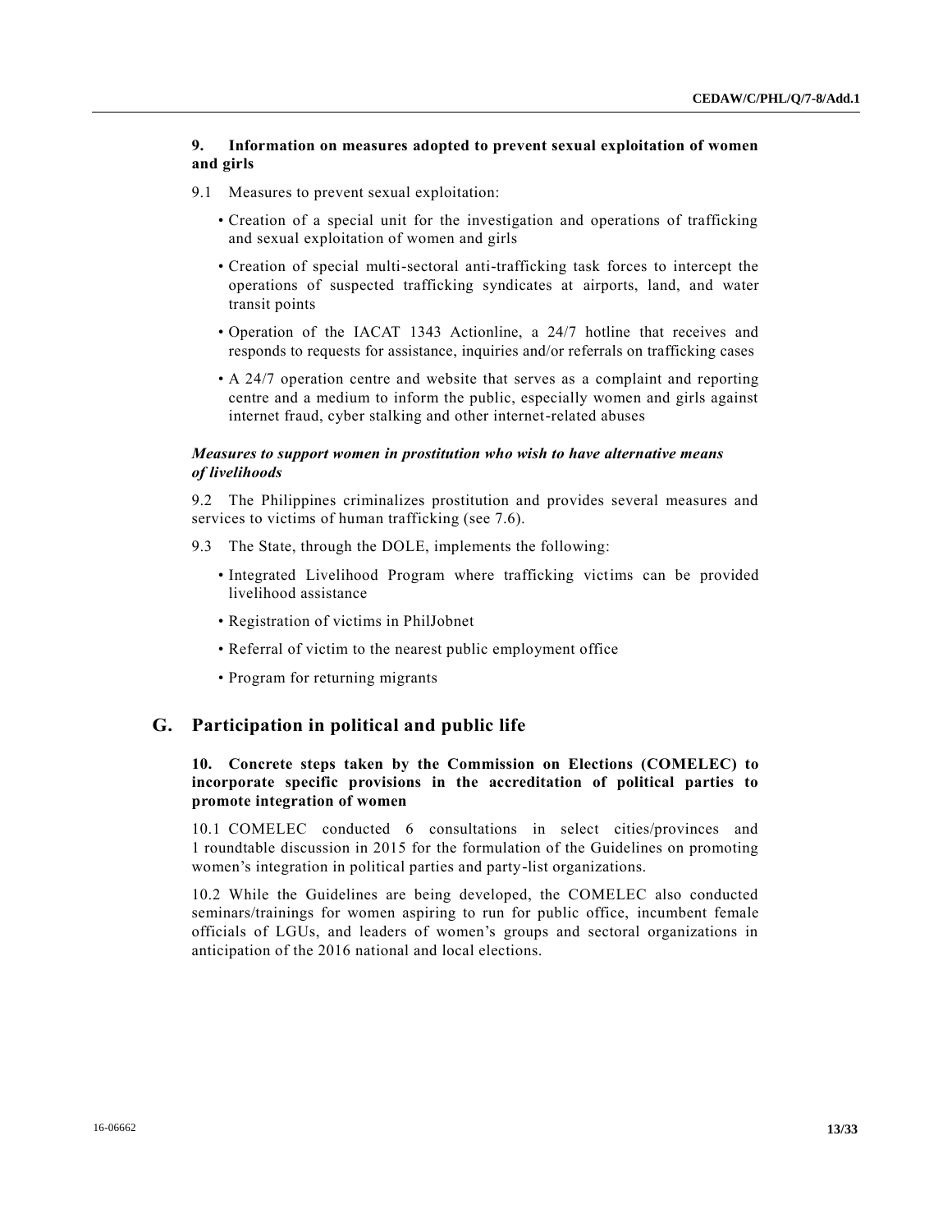### 9. Information on measures adopted to prevent sexual exploitation of women and girls

9.1 Measures to prevent sexual exploitation:

- Creation of a special unit for the investigation and operations of trafficking and sexual exploitation of women and girls
- Creation of special multi-sectoral anti-trafficking task forces to intercept the operations of suspected trafficking syndicates at airports, land, and water transit points
- Operation of the IACAT 1343 Actionline, a 24/7 hotline that receives and responds to requests for assistance, inquiries and/or referrals on trafficking cases
- A 24/7 operation centre and website that serves as a complaint and reporting centre and a medium to inform the public, especially women and girls against internet fraud, cyber stalking and other internet-related abuses

***Measures to support women in prostitution who wish to have alternative means of livelihoods***

9.2 The Philippines criminalizes prostitution and provides several measures and services to victims of human trafficking (see 7.6).

9.3 The State, through the DOLE, implements the following:

- Integrated Livelihood Program where trafficking victims can be provided livelihood assistance
- Registration of victims in PhilJobnet
- Referral of victim to the nearest public employment office
- Program for returning migrants

## G. Participation in political and public life

### 10. Concrete steps taken by the Commission on Elections (COMELEC) to incorporate specific provisions in the accreditation of political parties to promote integration of women

10.1 COMELEC conducted 6 consultations in select cities/provinces and 1 roundtable discussion in 2015 for the formulation of the Guidelines on promoting women's integration in political parties and party-list organizations.

10.2 While the Guidelines are being developed, the COMELEC also conducted seminars/trainings for women aspiring to run for public office, incumbent female officials of LGUs, and leaders of women's groups and sectoral organizations in anticipation of the 2016 national and local elections.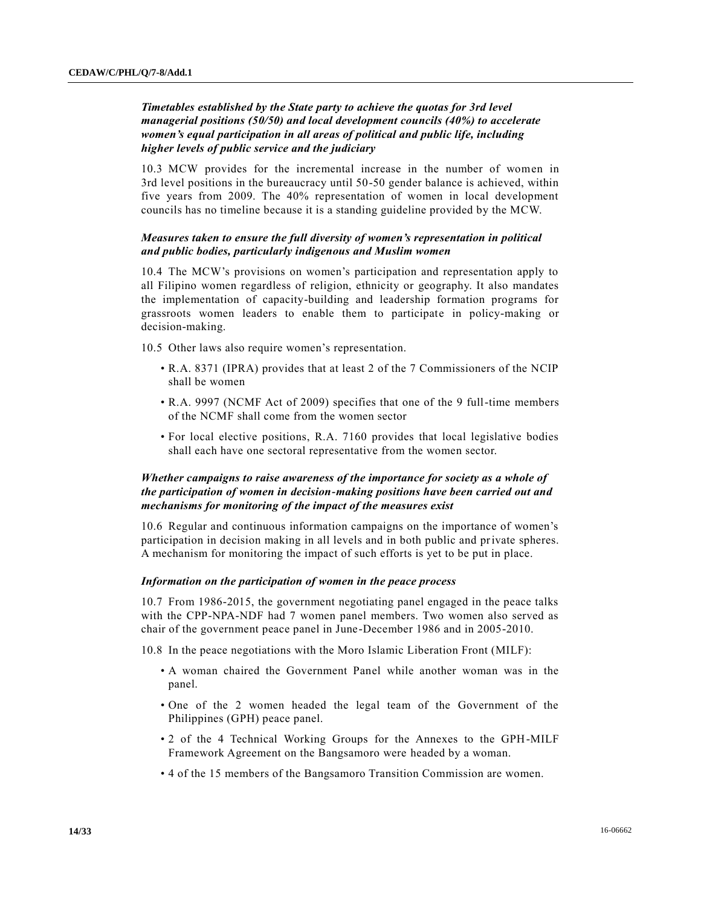*Timetables established by the State party to achieve the quotas for 3rd level managerial positions (50/50) and local development councils (40%) to accelerate women's equal participation in all areas of political and public life, including higher levels of public service and the judiciary*

10.3 MCW provides for the incremental increase in the number of women in 3rd level positions in the bureaucracy until 50-50 gender balance is achieved, within five years from 2009. The 40% representation of women in local development councils has no timeline because it is a standing guideline provided by the MCW.

*Measures taken to ensure the full diversity of women's representation in political and public bodies, particularly indigenous and Muslim women*

10.4 The MCW's provisions on women's participation and representation apply to all Filipino women regardless of religion, ethnicity or geography. It also mandates the implementation of capacity-building and leadership formation programs for grassroots women leaders to enable them to participate in policy-making or decision-making.

10.5 Other laws also require women's representation.

- R.A. 8371 (IPRA) provides that at least 2 of the 7 Commissioners of the NCIP shall be women
- R.A. 9997 (NCMF Act of 2009) specifies that one of the 9 full-time members of the NCMF shall come from the women sector
- For local elective positions, R.A. 7160 provides that local legislative bodies shall each have one sectoral representative from the women sector.

*Whether campaigns to raise awareness of the importance for society as a whole of the participation of women in decision-making positions have been carried out and mechanisms for monitoring of the impact of the measures exist*

10.6 Regular and continuous information campaigns on the importance of women's participation in decision making in all levels and in both public and private spheres. A mechanism for monitoring the impact of such efforts is yet to be put in place.

*Information on the participation of women in the peace process*

10.7 From 1986-2015, the government negotiating panel engaged in the peace talks with the CPP-NPA-NDF had 7 women panel members. Two women also served as chair of the government peace panel in June-December 1986 and in 2005-2010.

10.8 In the peace negotiations with the Moro Islamic Liberation Front (MILF):

- A woman chaired the Government Panel while another woman was in the panel.
- One of the 2 women headed the legal team of the Government of the Philippines (GPH) peace panel.
- 2 of the 4 Technical Working Groups for the Annexes to the GPH-MILF Framework Agreement on the Bangsamoro were headed by a woman.
- 4 of the 15 members of the Bangsamoro Transition Commission are women.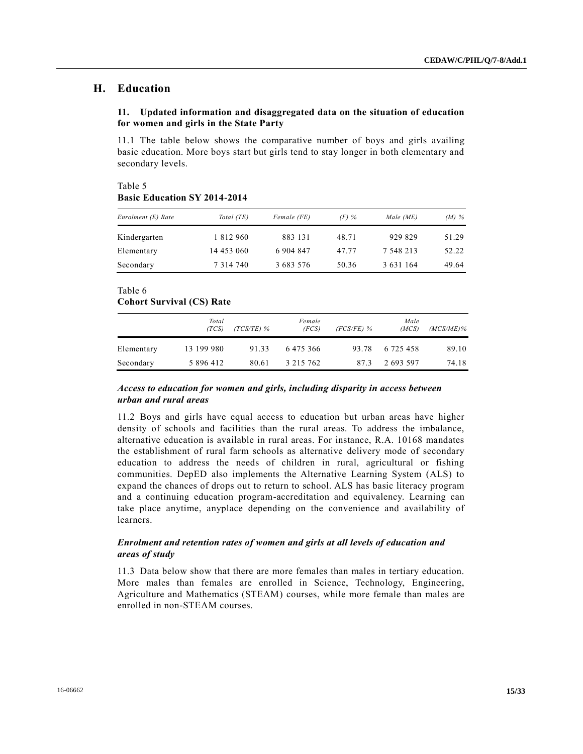## H. Education

### 11. Updated information and disaggregated data on the situation of education for women and girls in the State Party

11.1 The table below shows the comparative number of boys and girls availing basic education. More boys start but girls tend to stay longer in both elementary and secondary levels.

Table 5
**Basic Education SY 2014-2014**

| *Enrolment (E) Rate* | *Total (TE)* | *Female (FE)* | *(F) %* | *Male (ME)* | *(M) %* |
|---|---|---|---|---|---|
| Kindergarten | 1 812 960 | 883 131 | 48.71 | 929 829 | 51.29 |
| Elementary | 14 453 060 | 6 904 847 | 47.77 | 7 548 213 | 52.22 |
| Secondary | 7 314 740 | 3 683 576 | 50.36 | 3 631 164 | 49.64 |

Table 6
**Cohort Survival (CS) Rate**

| | *Total (TCS)* | *(TCS/TE) %* | *Female (FCS)* | *(FCS/FE) %* | *Male (MCS)* | *(MCS/ME)%* |
|---|---|---|---|---|---|---|
| Elementary | 13 199 980 | 91.33 | 6 475 366 | 93.78 | 6 725 458 | 89.10 |
| Secondary | 5 896 412 | 80.61 | 3 215 762 | 87.3 | 2 693 597 | 74.18 |

***Access to education for women and girls, including disparity in access between urban and rural areas***

11.2 Boys and girls have equal access to education but urban areas have higher density of schools and facilities than the rural areas. To address the imbalance, alternative education is available in rural areas. For instance, R.A. 10168 mandates the establishment of rural farm schools as alternative delivery mode of secondary education to address the needs of children in rural, agricultural or fishing communities. DepED also implements the Alternative Learning System (ALS) to expand the chances of drops out to return to school. ALS has basic literacy program and a continuing education program-accreditation and equivalency. Learning can take place anytime, anyplace depending on the convenience and availability of learners.

***Enrolment and retention rates of women and girls at all levels of education and areas of study***

11.3 Data below show that there are more females than males in tertiary education. More males than females are enrolled in Science, Technology, Engineering, Agriculture and Mathematics (STEAM) courses, while more female than males are enrolled in non-STEAM courses.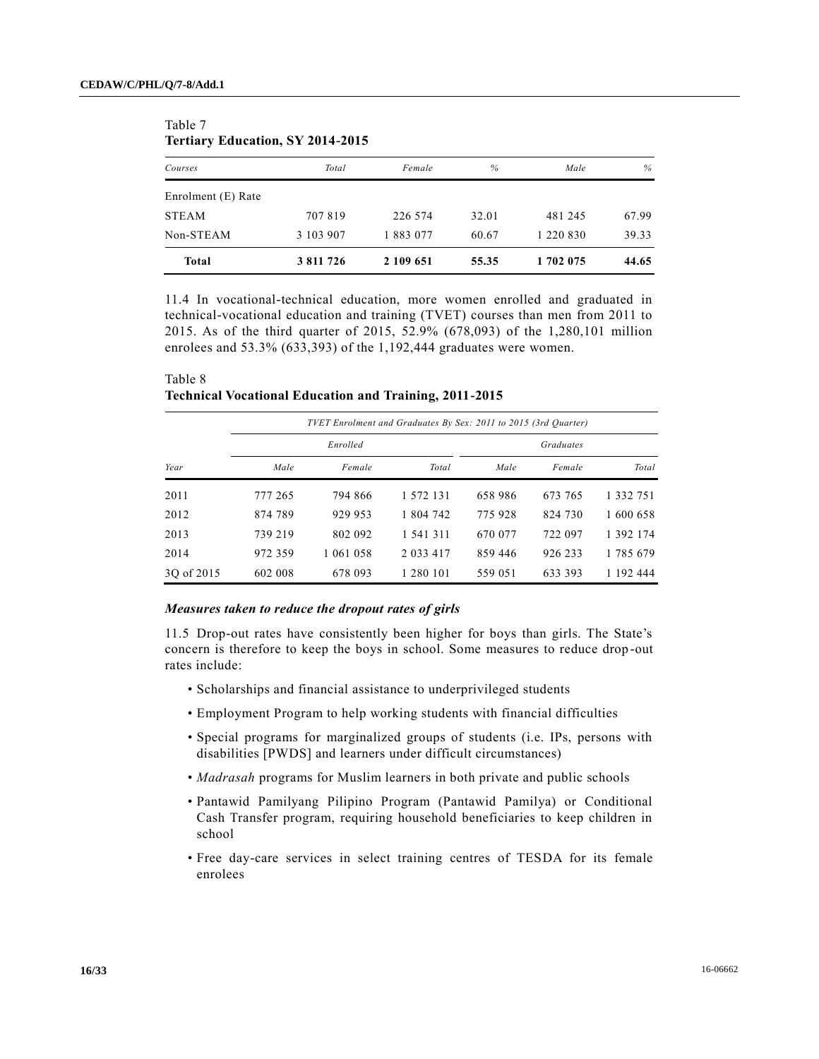Table 7
**Tertiary Education, SY 2014-2015**

| *Courses* | *Total* | *Female* | *%* | *Male* | *%* |
|---|---|---|---|---|---|
| Enrolment (E) Rate | | | | | |
| STEAM | 707 819 | 226 574 | 32.01 | 481 245 | 67.99 |
| Non-STEAM | 3 103 907 | 1 883 077 | 60.67 | 1 220 830 | 39.33 |
| **Total** | **3 811 726** | **2 109 651** | **55.35** | **1 702 075** | **44.65** |

11.4 In vocational-technical education, more women enrolled and graduated in technical-vocational education and training (TVET) courses than men from 2011 to 2015. As of the third quarter of 2015, 52.9% (678,093) of the 1,280,101 million enrolees and 53.3% (633,393) of the 1,192,444 graduates were women.

Table 8
**Technical Vocational Education and Training, 2011-2015**

| | *TVET Enrolment and Graduates By Sex: 2011 to 2015 (3rd Quarter)* | | | | | |
|---|---|---|---|---|---|---|
| | *Enrolled* | | | *Graduates* | | |
| *Year* | *Male* | *Female* | *Total* | *Male* | *Female* | *Total* |
| 2011 | 777 265 | 794 866 | 1 572 131 | 658 986 | 673 765 | 1 332 751 |
| 2012 | 874 789 | 929 953 | 1 804 742 | 775 928 | 824 730 | 1 600 658 |
| 2013 | 739 219 | 802 092 | 1 541 311 | 670 077 | 722 097 | 1 392 174 |
| 2014 | 972 359 | 1 061 058 | 2 033 417 | 859 446 | 926 233 | 1 785 679 |
| 3Q of 2015 | 602 008 | 678 093 | 1 280 101 | 559 051 | 633 393 | 1 192 444 |

### *Measures taken to reduce the dropout rates of girls*

11.5 Drop-out rates have consistently been higher for boys than girls. The State's concern is therefore to keep the boys in school. Some measures to reduce drop-out rates include:

- Scholarships and financial assistance to underprivileged students
- Employment Program to help working students with financial difficulties
- Special programs for marginalized groups of students (i.e. IPs, persons with disabilities [PWDS] and learners under difficult circumstances)
- *Madrasah* programs for Muslim learners in both private and public schools
- Pantawid Pamilyang Pilipino Program (Pantawid Pamilya) or Conditional Cash Transfer program, requiring household beneficiaries to keep children in school
- Free day-care services in select training centres of TESDA for its female enrolees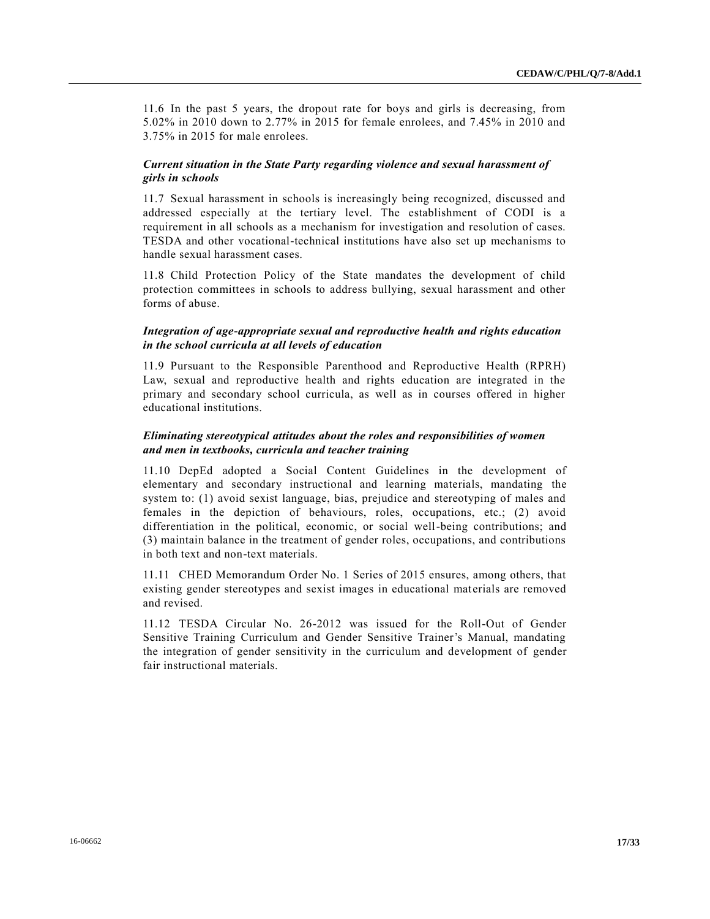11.6 In the past 5 years, the dropout rate for boys and girls is decreasing, from 5.02% in 2010 down to 2.77% in 2015 for female enrolees, and 7.45% in 2010 and 3.75% in 2015 for male enrolees.

### *Current situation in the State Party regarding violence and sexual harassment of girls in schools*

11.7 Sexual harassment in schools is increasingly being recognized, discussed and addressed especially at the tertiary level. The establishment of CODI is a requirement in all schools as a mechanism for investigation and resolution of cases. TESDA and other vocational-technical institutions have also set up mechanisms to handle sexual harassment cases.

11.8 Child Protection Policy of the State mandates the development of child protection committees in schools to address bullying, sexual harassment and other forms of abuse.

### *Integration of age-appropriate sexual and reproductive health and rights education in the school curricula at all levels of education*

11.9 Pursuant to the Responsible Parenthood and Reproductive Health (RPRH) Law, sexual and reproductive health and rights education are integrated in the primary and secondary school curricula, as well as in courses offered in higher educational institutions.

### *Eliminating stereotypical attitudes about the roles and responsibilities of women and men in textbooks, curricula and teacher training*

11.10 DepEd adopted a Social Content Guidelines in the development of elementary and secondary instructional and learning materials, mandating the system to: (1) avoid sexist language, bias, prejudice and stereotyping of males and females in the depiction of behaviours, roles, occupations, etc.; (2) avoid differentiation in the political, economic, or social well-being contributions; and (3) maintain balance in the treatment of gender roles, occupations, and contributions in both text and non-text materials.

11.11 CHED Memorandum Order No. 1 Series of 2015 ensures, among others, that existing gender stereotypes and sexist images in educational materials are removed and revised.

11.12 TESDA Circular No. 26-2012 was issued for the Roll-Out of Gender Sensitive Training Curriculum and Gender Sensitive Trainer's Manual, mandating the integration of gender sensitivity in the curriculum and development of gender fair instructional materials.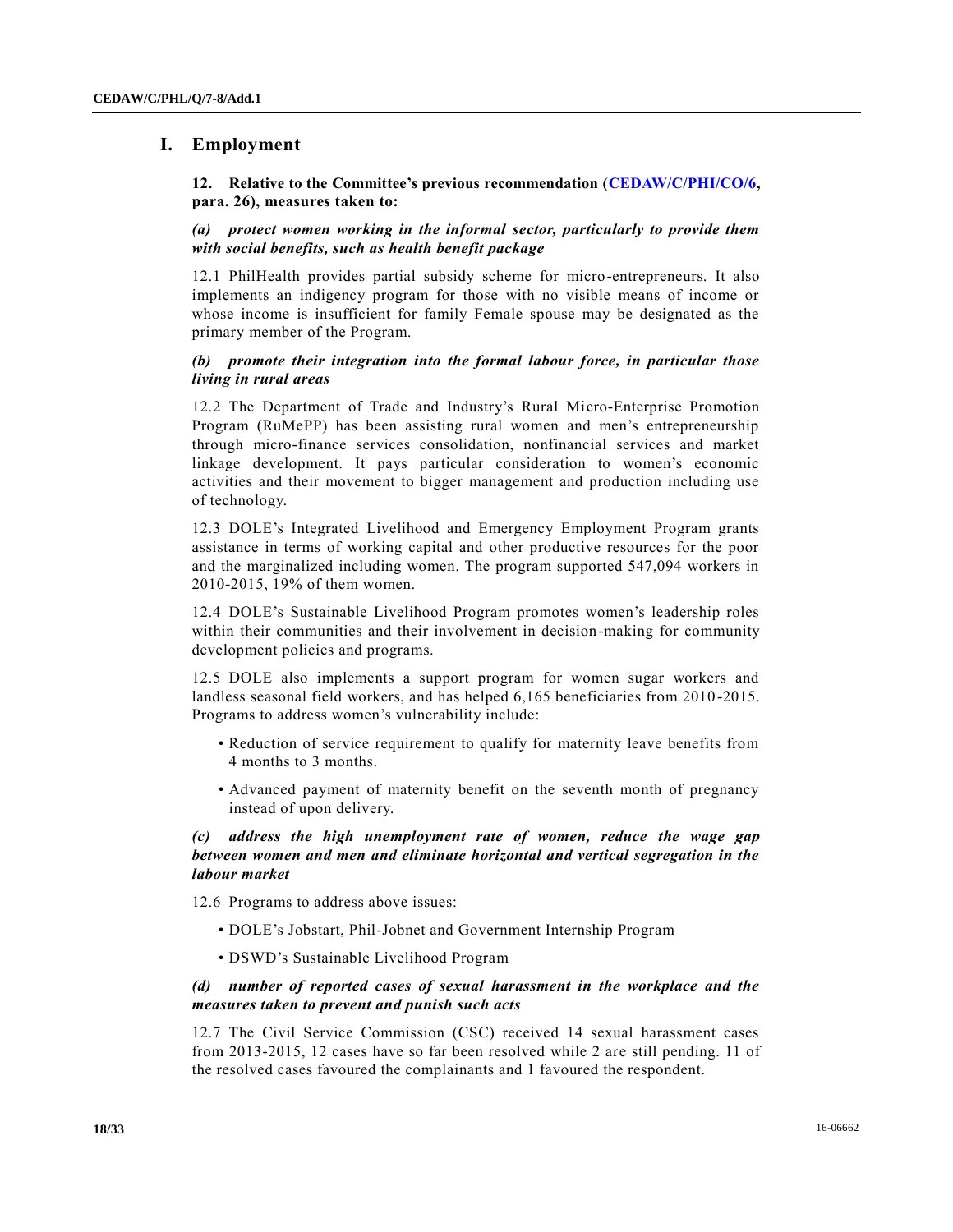# I. Employment

**12. Relative to the Committee's previous recommendation (CEDAW/C/PHI/CO/6, para. 26), measures taken to:**

***(a) protect women working in the informal sector, particularly to provide them with social benefits, such as health benefit package***

12.1 PhilHealth provides partial subsidy scheme for micro-entrepreneurs. It also implements an indigency program for those with no visible means of income or whose income is insufficient for family Female spouse may be designated as the primary member of the Program.

***(b) promote their integration into the formal labour force, in particular those living in rural areas***

12.2 The Department of Trade and Industry's Rural Micro-Enterprise Promotion Program (RuMePP) has been assisting rural women and men's entrepreneurship through micro-finance services consolidation, nonfinancial services and market linkage development. It pays particular consideration to women's economic activities and their movement to bigger management and production including use of technology.

12.3 DOLE's Integrated Livelihood and Emergency Employment Program grants assistance in terms of working capital and other productive resources for the poor and the marginalized including women. The program supported 547,094 workers in 2010-2015, 19% of them women.

12.4 DOLE's Sustainable Livelihood Program promotes women's leadership roles within their communities and their involvement in decision-making for community development policies and programs.

12.5 DOLE also implements a support program for women sugar workers and landless seasonal field workers, and has helped 6,165 beneficiaries from 2010-2015. Programs to address women's vulnerability include:

- Reduction of service requirement to qualify for maternity leave benefits from 4 months to 3 months.
- Advanced payment of maternity benefit on the seventh month of pregnancy instead of upon delivery.

***(c) address the high unemployment rate of women, reduce the wage gap between women and men and eliminate horizontal and vertical segregation in the labour market***

12.6 Programs to address above issues:

- DOLE's Jobstart, Phil-Jobnet and Government Internship Program
- DSWD's Sustainable Livelihood Program

***(d) number of reported cases of sexual harassment in the workplace and the measures taken to prevent and punish such acts***

12.7 The Civil Service Commission (CSC) received 14 sexual harassment cases from 2013-2015, 12 cases have so far been resolved while 2 are still pending. 11 of the resolved cases favoured the complainants and 1 favoured the respondent.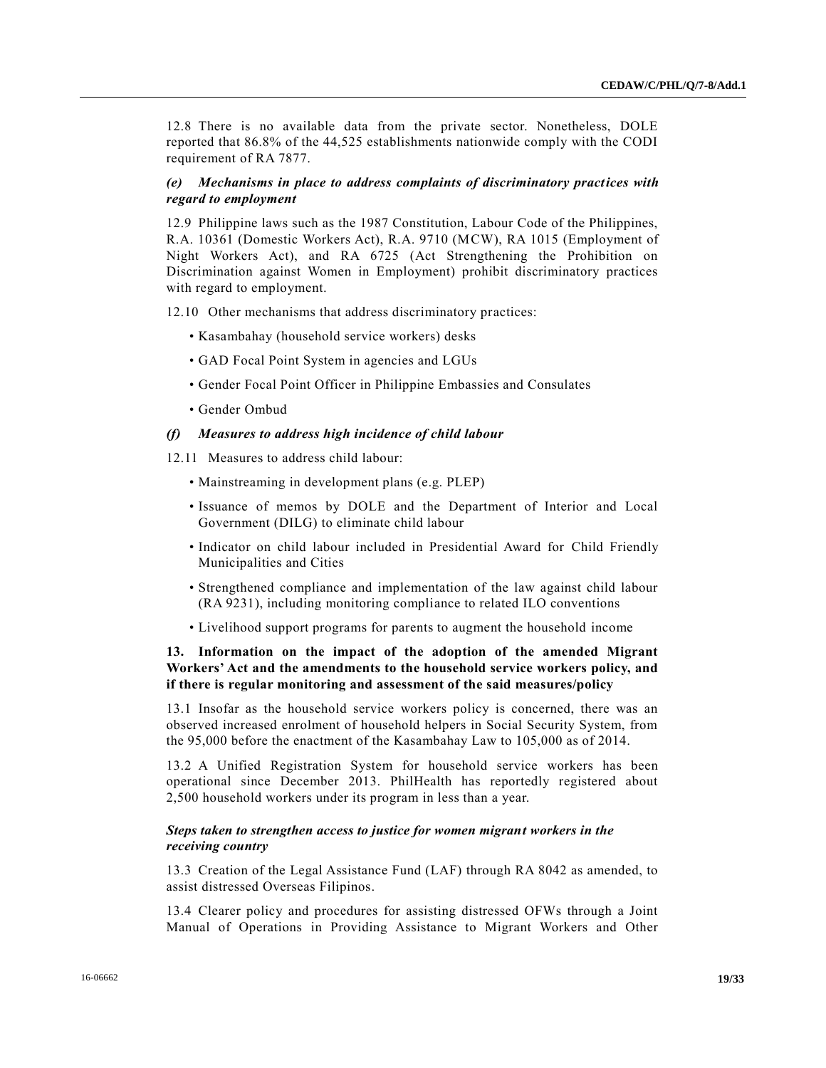12.8 There is no available data from the private sector. Nonetheless, DOLE reported that 86.8% of the 44,525 establishments nationwide comply with the CODI requirement of RA 7877.

### *(e) Mechanisms in place to address complaints of discriminatory practices with regard to employment*

12.9 Philippine laws such as the 1987 Constitution, Labour Code of the Philippines, R.A. 10361 (Domestic Workers Act), R.A. 9710 (MCW), RA 1015 (Employment of Night Workers Act), and RA 6725 (Act Strengthening the Prohibition on Discrimination against Women in Employment) prohibit discriminatory practices with regard to employment.

12.10 Other mechanisms that address discriminatory practices:

- Kasambahay (household service workers) desks
- GAD Focal Point System in agencies and LGUs
- Gender Focal Point Officer in Philippine Embassies and Consulates
- Gender Ombud

### *(f) Measures to address high incidence of child labour*

12.11 Measures to address child labour:

- Mainstreaming in development plans (e.g. PLEP)
- Issuance of memos by DOLE and the Department of Interior and Local Government (DILG) to eliminate child labour
- Indicator on child labour included in Presidential Award for Child Friendly Municipalities and Cities
- Strengthened compliance and implementation of the law against child labour (RA 9231), including monitoring compliance to related ILO conventions
- Livelihood support programs for parents to augment the household income

## 13. Information on the impact of the adoption of the amended Migrant Workers' Act and the amendments to the household service workers policy, and if there is regular monitoring and assessment of the said measures/policy

13.1 Insofar as the household service workers policy is concerned, there was an observed increased enrolment of household helpers in Social Security System, from the 95,000 before the enactment of the Kasambahay Law to 105,000 as of 2014.

13.2 A Unified Registration System for household service workers has been operational since December 2013. PhilHealth has reportedly registered about 2,500 household workers under its program in less than a year.

### *Steps taken to strengthen access to justice for women migrant workers in the receiving country*

13.3 Creation of the Legal Assistance Fund (LAF) through RA 8042 as amended, to assist distressed Overseas Filipinos.

13.4 Clearer policy and procedures for assisting distressed OFWs through a Joint Manual of Operations in Providing Assistance to Migrant Workers and Other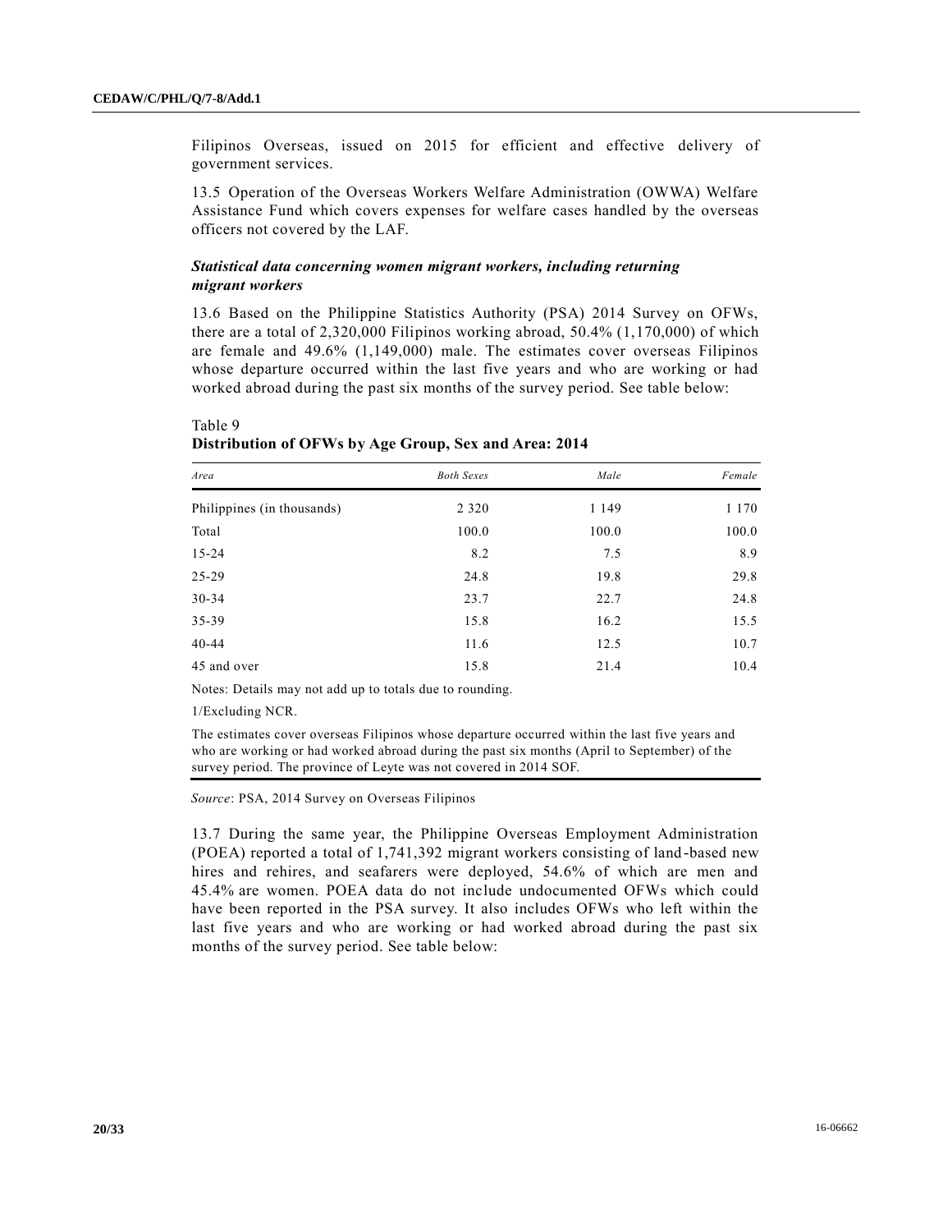Filipinos Overseas, issued on 2015 for efficient and effective delivery of government services.

13.5 Operation of the Overseas Workers Welfare Administration (OWWA) Welfare Assistance Fund which covers expenses for welfare cases handled by the overseas officers not covered by the LAF.

### *Statistical data concerning women migrant workers, including returning migrant workers*

13.6 Based on the Philippine Statistics Authority (PSA) 2014 Survey on OFWs, there are a total of 2,320,000 Filipinos working abroad, 50.4% (1,170,000) of which are female and 49.6% (1,149,000) male. The estimates cover overseas Filipinos whose departure occurred within the last five years and who are working or had worked abroad during the past six months of the survey period. See table below:

Table 9
**Distribution of OFWs by Age Group, Sex and Area: 2014**

| *Area* | *Both Sexes* | *Male* | *Female* |
|---|---|---|---|
| Philippines (in thousands) | 2 320 | 1 149 | 1 170 |
| Total | 100.0 | 100.0 | 100.0 |
| 15-24 | 8.2 | 7.5 | 8.9 |
| 25-29 | 24.8 | 19.8 | 29.8 |
| 30-34 | 23.7 | 22.7 | 24.8 |
| 35-39 | 15.8 | 16.2 | 15.5 |
| 40-44 | 11.6 | 12.5 | 10.7 |
| 45 and over | 15.8 | 21.4 | 10.4 |

Notes: Details may not add up to totals due to rounding.

1/Excluding NCR.

The estimates cover overseas Filipinos whose departure occurred within the last five years and who are working or had worked abroad during the past six months (April to September) of the survey period. The province of Leyte was not covered in 2014 SOF.

*Source*: PSA, 2014 Survey on Overseas Filipinos

13.7 During the same year, the Philippine Overseas Employment Administration (POEA) reported a total of 1,741,392 migrant workers consisting of land-based new hires and rehires, and seafarers were deployed, 54.6% of which are men and 45.4% are women. POEA data do not include undocumented OFWs which could have been reported in the PSA survey. It also includes OFWs who left within the last five years and who are working or had worked abroad during the past six months of the survey period. See table below: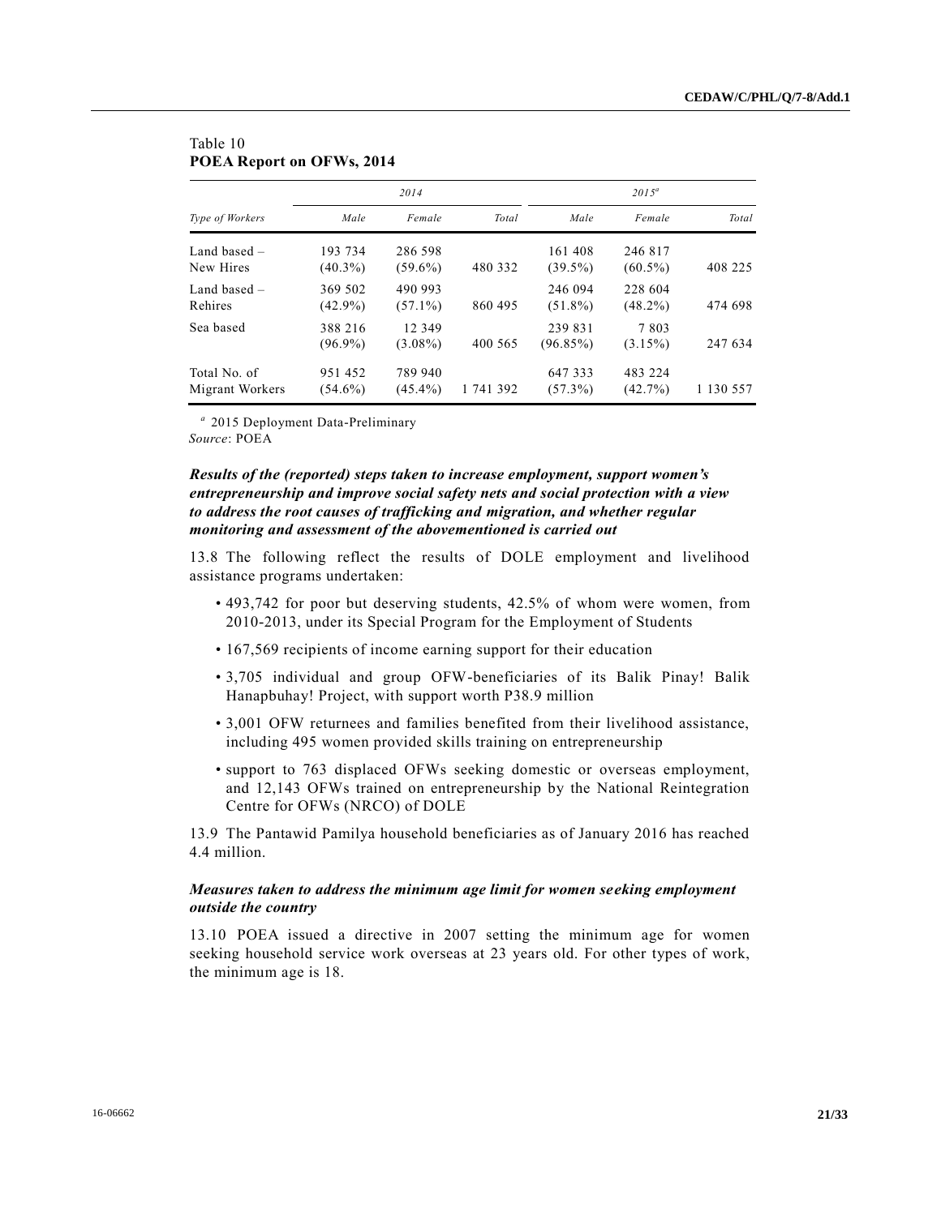Table 10
**POEA Report on OFWs, 2014**

| Type of Workers | 2014 | | | 2015[a] | | |
|---|---|---|---|---|---|---|
| | Male | Female | Total | Male | Female | Total |
| Land based – New Hires | 193 734 (40.3%) | 286 598 (59.6%) | 480 332 | 161 408 (39.5%) | 246 817 (60.5%) | 408 225 |
| Land based – Rehires | 369 502 (42.9%) | 490 993 (57.1%) | 860 495 | 246 094 (51.8%) | 228 604 (48.2%) | 474 698 |
| Sea based | 388 216 (96.9%) | 12 349 (3.08%) | 400 565 | 239 831 (96.85%) | 7 803 (3.15%) | 247 634 |
| Total No. of Migrant Workers | 951 452 (54.6%) | 789 940 (45.4%) | 1 741 392 | 647 333 (57.3%) | 483 224 (42.7%) | 1 130 557 |

[a] 2015 Deployment Data-Preliminary
*Source*: POEA

***Results of the (reported) steps taken to increase employment, support women's entrepreneurship and improve social safety nets and social protection with a view to address the root causes of trafficking and migration, and whether regular monitoring and assessment of the abovementioned is carried out***

13.8 The following reflect the results of DOLE employment and livelihood assistance programs undertaken:

- 493,742 for poor but deserving students, 42.5% of whom were women, from 2010-2013, under its Special Program for the Employment of Students
- 167,569 recipients of income earning support for their education
- 3,705 individual and group OFW-beneficiaries of its Balik Pinay! Balik Hanapbuhay! Project, with support worth P38.9 million
- 3,001 OFW returnees and families benefited from their livelihood assistance, including 495 women provided skills training on entrepreneurship
- support to 763 displaced OFWs seeking domestic or overseas employment, and 12,143 OFWs trained on entrepreneurship by the National Reintegration Centre for OFWs (NRCO) of DOLE

13.9 The Pantawid Pamilya household beneficiaries as of January 2016 has reached 4.4 million.

***Measures taken to address the minimum age limit for women seeking employment outside the country***

13.10 POEA issued a directive in 2007 setting the minimum age for women seeking household service work overseas at 23 years old. For other types of work, the minimum age is 18.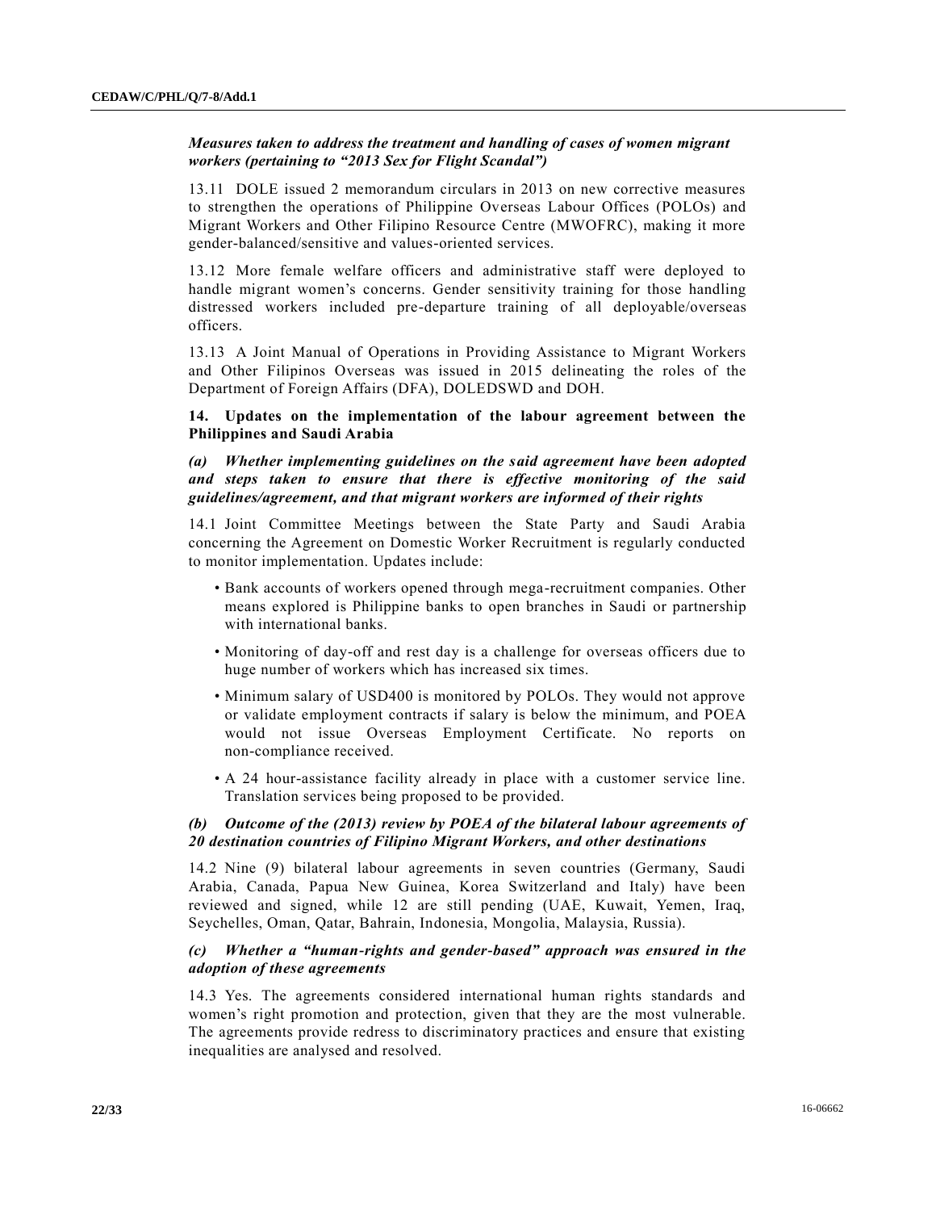***Measures taken to address the treatment and handling of cases of women migrant workers (pertaining to "2013 Sex for Flight Scandal")***

13.11 DOLE issued 2 memorandum circulars in 2013 on new corrective measures to strengthen the operations of Philippine Overseas Labour Offices (POLOs) and Migrant Workers and Other Filipino Resource Centre (MWOFRC), making it more gender-balanced/sensitive and values-oriented services.

13.12 More female welfare officers and administrative staff were deployed to handle migrant women's concerns. Gender sensitivity training for those handling distressed workers included pre-departure training of all deployable/overseas officers.

13.13 A Joint Manual of Operations in Providing Assistance to Migrant Workers and Other Filipinos Overseas was issued in 2015 delineating the roles of the Department of Foreign Affairs (DFA), DOLEDSWD and DOH.

**14. Updates on the implementation of the labour agreement between the Philippines and Saudi Arabia**

***(a) Whether implementing guidelines on the said agreement have been adopted and steps taken to ensure that there is effective monitoring of the said guidelines/agreement, and that migrant workers are informed of their rights***

14.1 Joint Committee Meetings between the State Party and Saudi Arabia concerning the Agreement on Domestic Worker Recruitment is regularly conducted to monitor implementation. Updates include:

- Bank accounts of workers opened through mega-recruitment companies. Other means explored is Philippine banks to open branches in Saudi or partnership with international banks.
- Monitoring of day-off and rest day is a challenge for overseas officers due to huge number of workers which has increased six times.
- Minimum salary of USD400 is monitored by POLOs. They would not approve or validate employment contracts if salary is below the minimum, and POEA would not issue Overseas Employment Certificate. No reports on non-compliance received.
- A 24 hour-assistance facility already in place with a customer service line. Translation services being proposed to be provided.

***(b) Outcome of the (2013) review by POEA of the bilateral labour agreements of 20 destination countries of Filipino Migrant Workers, and other destinations***

14.2 Nine (9) bilateral labour agreements in seven countries (Germany, Saudi Arabia, Canada, Papua New Guinea, Korea Switzerland and Italy) have been reviewed and signed, while 12 are still pending (UAE, Kuwait, Yemen, Iraq, Seychelles, Oman, Qatar, Bahrain, Indonesia, Mongolia, Malaysia, Russia).

***(c) Whether a "human-rights and gender-based" approach was ensured in the adoption of these agreements***

14.3 Yes. The agreements considered international human rights standards and women's right promotion and protection, given that they are the most vulnerable. The agreements provide redress to discriminatory practices and ensure that existing inequalities are analysed and resolved.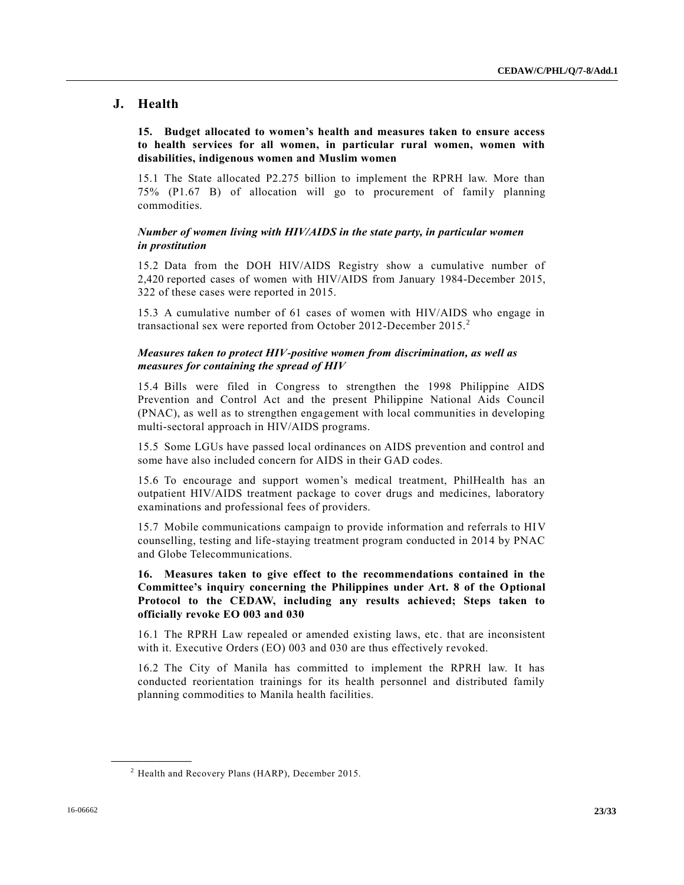## J. Health

**15. Budget allocated to women's health and measures taken to ensure access to health services for all women, in particular rural women, women with disabilities, indigenous women and Muslim women**

15.1 The State allocated P2.275 billion to implement the RPRH law. More than 75% (P1.67 B) of allocation will go to procurement of family planning commodities.

***Number of women living with HIV/AIDS in the state party, in particular women in prostitution***

15.2 Data from the DOH HIV/AIDS Registry show a cumulative number of 2,420 reported cases of women with HIV/AIDS from January 1984-December 2015, 322 of these cases were reported in 2015.

15.3 A cumulative number of 61 cases of women with HIV/AIDS who engage in transactional sex were reported from October 2012-December 2015.[2]

***Measures taken to protect HIV-positive women from discrimination, as well as measures for containing the spread of HIV***

15.4 Bills were filed in Congress to strengthen the 1998 Philippine AIDS Prevention and Control Act and the present Philippine National Aids Council (PNAC), as well as to strengthen engagement with local communities in developing multi-sectoral approach in HIV/AIDS programs.

15.5 Some LGUs have passed local ordinances on AIDS prevention and control and some have also included concern for AIDS in their GAD codes.

15.6 To encourage and support women's medical treatment, PhilHealth has an outpatient HIV/AIDS treatment package to cover drugs and medicines, laboratory examinations and professional fees of providers.

15.7 Mobile communications campaign to provide information and referrals to HIV counselling, testing and life-staying treatment program conducted in 2014 by PNAC and Globe Telecommunications.

**16. Measures taken to give effect to the recommendations contained in the Committee's inquiry concerning the Philippines under Art. 8 of the Optional Protocol to the CEDAW, including any results achieved; Steps taken to officially revoke EO 003 and 030**

16.1 The RPRH Law repealed or amended existing laws, etc. that are inconsistent with it. Executive Orders (EO) 003 and 030 are thus effectively revoked.

16.2 The City of Manila has committed to implement the RPRH law. It has conducted reorientation trainings for its health personnel and distributed family planning commodities to Manila health facilities.

---

[2] Health and Recovery Plans (HARP), December 2015.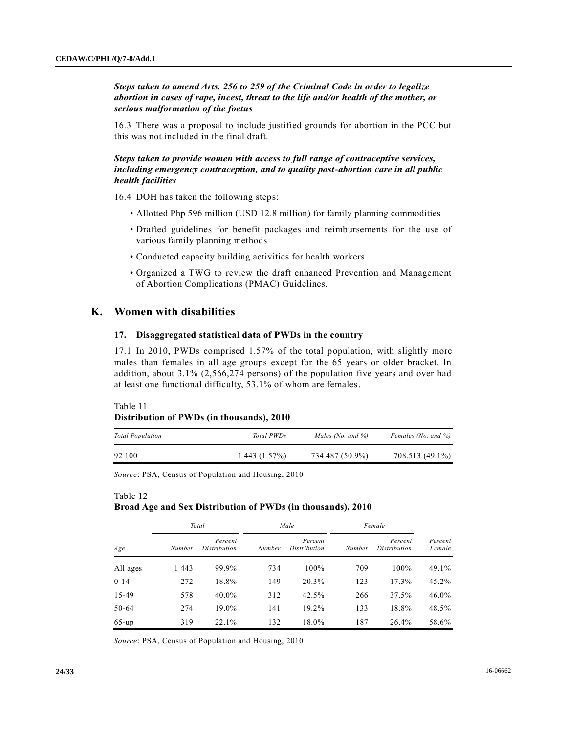***Steps taken to amend Arts. 256 to 259 of the Criminal Code in order to legalize abortion in cases of rape, incest, threat to the life and/or health of the mother, or serious malformation of the foetus***

16.3 There was a proposal to include justified grounds for abortion in the PCC but this was not included in the final draft.

***Steps taken to provide women with access to full range of contraceptive services, including emergency contraception, and to quality post-abortion care in all public health facilities***

16.4 DOH has taken the following steps:

- Allotted Php 596 million (USD 12.8 million) for family planning commodities
- Drafted guidelines for benefit packages and reimbursements for the use of various family planning methods
- Conducted capacity building activities for health workers
- Organized a TWG to review the draft enhanced Prevention and Management of Abortion Complications (PMAC) Guidelines.

## K. Women with disabilities

### 17. Disaggregated statistical data of PWDs in the country

17.1 In 2010, PWDs comprised 1.57% of the total population, with slightly more males than females in all age groups except for the 65 years or older bracket. In addition, about 3.1% (2,566,274 persons) of the population five years and over had at least one functional difficulty, 53.1% of whom are females.

Table 11
**Distribution of PWDs (in thousands), 2010**

| *Total Population* | *Total PWDs* | *Males (No. and %)* | *Females (No. and %)* |
|---|---|---|---|
| 92 100 | 1 443 (1.57%) | 734.487 (50.9%) | 708.513 (49.1%) |

*Source*: PSA, Census of Population and Housing, 2010

Table 12
**Broad Age and Sex Distribution of PWDs (in thousands), 2010**

| | *Total* | | *Male* | | *Female* | | |
|---|---|---|---|---|---|---|---|
| *Age* | *Number* | *Percent Distribution* | *Number* | *Percent Distribution* | *Number* | *Percent Distribution* | *Percent Female* |
| All ages | 1 443 | 99.9% | 734 | 100% | 709 | 100% | 49.1% |
| 0-14 | 272 | 18.8% | 149 | 20.3% | 123 | 17.3% | 45.2% |
| 15-49 | 578 | 40.0% | 312 | 42.5% | 266 | 37.5% | 46.0% |
| 50-64 | 274 | 19.0% | 141 | 19.2% | 133 | 18.8% | 48.5% |
| 65-up | 319 | 22.1% | 132 | 18.0% | 187 | 26.4% | 58.6% |

*Source*: PSA, Census of Population and Housing, 2010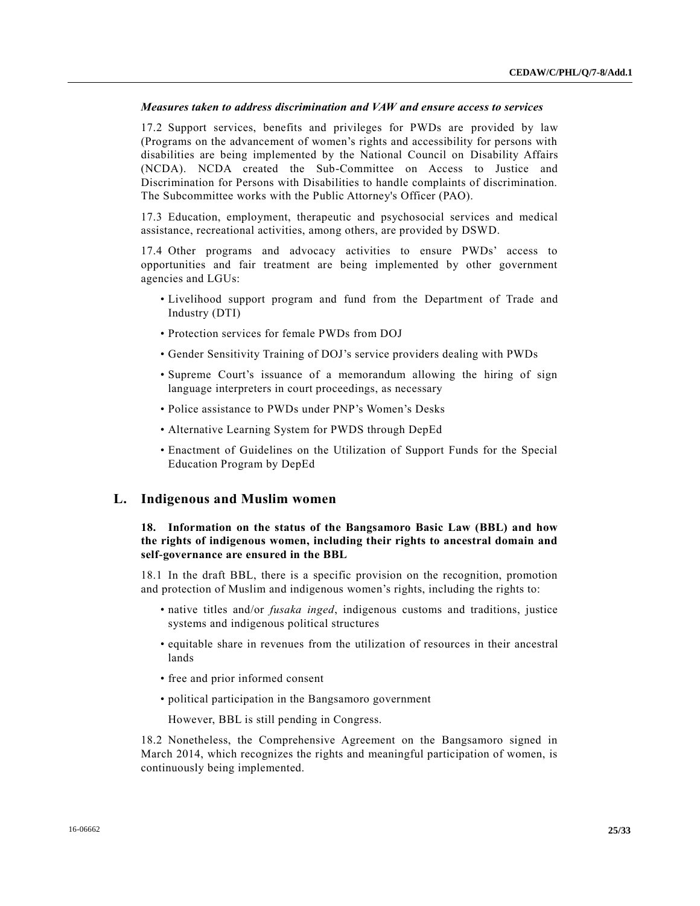*Measures taken to address discrimination and VAW and ensure access to services*

17.2 Support services, benefits and privileges for PWDs are provided by law (Programs on the advancement of women's rights and accessibility for persons with disabilities are being implemented by the National Council on Disability Affairs (NCDA). NCDA created the Sub-Committee on Access to Justice and Discrimination for Persons with Disabilities to handle complaints of discrimination. The Subcommittee works with the Public Attorney's Officer (PAO).

17.3 Education, employment, therapeutic and psychosocial services and medical assistance, recreational activities, among others, are provided by DSWD.

17.4 Other programs and advocacy activities to ensure PWDs' access to opportunities and fair treatment are being implemented by other government agencies and LGUs:

- Livelihood support program and fund from the Department of Trade and Industry (DTI)
- Protection services for female PWDs from DOJ
- Gender Sensitivity Training of DOJ's service providers dealing with PWDs
- Supreme Court's issuance of a memorandum allowing the hiring of sign language interpreters in court proceedings, as necessary
- Police assistance to PWDs under PNP's Women's Desks
- Alternative Learning System for PWDS through DepEd
- Enactment of Guidelines on the Utilization of Support Funds for the Special Education Program by DepEd

## L. Indigenous and Muslim women

### 18. Information on the status of the Bangsamoro Basic Law (BBL) and how the rights of indigenous women, including their rights to ancestral domain and self-governance are ensured in the BBL

18.1 In the draft BBL, there is a specific provision on the recognition, promotion and protection of Muslim and indigenous women's rights, including the rights to:

- native titles and/or *fusaka inged*, indigenous customs and traditions, justice systems and indigenous political structures
- equitable share in revenues from the utilization of resources in their ancestral lands
- free and prior informed consent
- political participation in the Bangsamoro government

However, BBL is still pending in Congress.

18.2 Nonetheless, the Comprehensive Agreement on the Bangsamoro signed in March 2014, which recognizes the rights and meaningful participation of women, is continuously being implemented.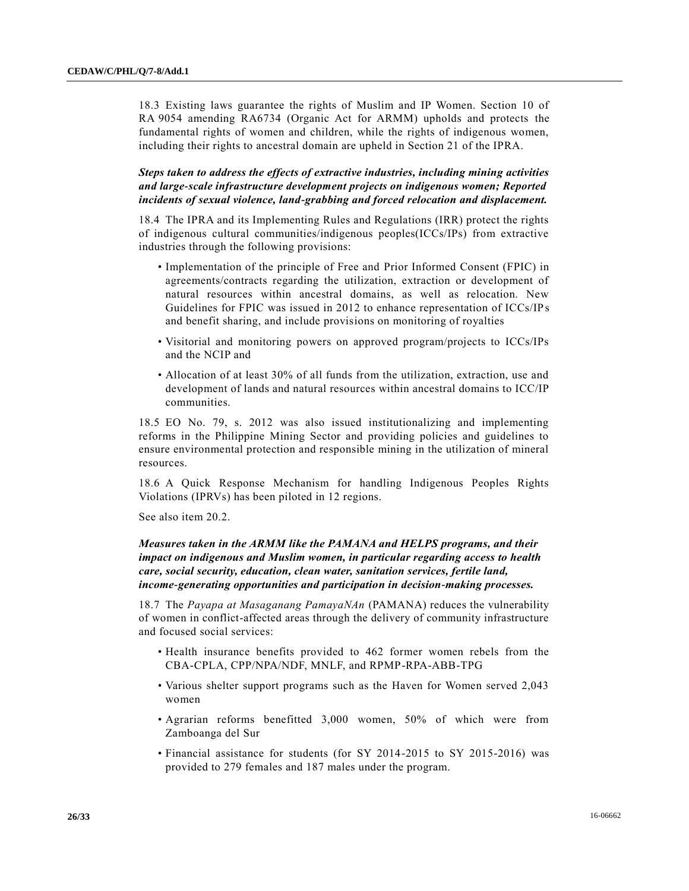18.3 Existing laws guarantee the rights of Muslim and IP Women. Section 10 of RA 9054 amending RA6734 (Organic Act for ARMM) upholds and protects the fundamental rights of women and children, while the rights of indigenous women, including their rights to ancestral domain are upheld in Section 21 of the IPRA.

***Steps taken to address the effects of extractive industries, including mining activities and large-scale infrastructure development projects on indigenous women; Reported incidents of sexual violence, land-grabbing and forced relocation and displacement.***

18.4 The IPRA and its Implementing Rules and Regulations (IRR) protect the rights of indigenous cultural communities/indigenous peoples(ICCs/IPs) from extractive industries through the following provisions:

- Implementation of the principle of Free and Prior Informed Consent (FPIC) in agreements/contracts regarding the utilization, extraction or development of natural resources within ancestral domains, as well as relocation. New Guidelines for FPIC was issued in 2012 to enhance representation of ICCs/IPs and benefit sharing, and include provisions on monitoring of royalties
- Visitorial and monitoring powers on approved program/projects to ICCs/IPs and the NCIP and
- Allocation of at least 30% of all funds from the utilization, extraction, use and development of lands and natural resources within ancestral domains to ICC/IP communities.

18.5 EO No. 79, s. 2012 was also issued institutionalizing and implementing reforms in the Philippine Mining Sector and providing policies and guidelines to ensure environmental protection and responsible mining in the utilization of mineral resources.

18.6 A Quick Response Mechanism for handling Indigenous Peoples Rights Violations (IPRVs) has been piloted in 12 regions.

See also item 20.2.

***Measures taken in the ARMM like the PAMANA and HELPS programs, and their impact on indigenous and Muslim women, in particular regarding access to health care, social security, education, clean water, sanitation services, fertile land, income-generating opportunities and participation in decision-making processes.***

18.7 The *Payapa at Masaganang PamayaNAn* (PAMANA) reduces the vulnerability of women in conflict-affected areas through the delivery of community infrastructure and focused social services:

- Health insurance benefits provided to 462 former women rebels from the CBA-CPLA, CPP/NPA/NDF, MNLF, and RPMP-RPA-ABB-TPG
- Various shelter support programs such as the Haven for Women served 2,043 women
- Agrarian reforms benefitted 3,000 women, 50% of which were from Zamboanga del Sur
- Financial assistance for students (for SY 2014-2015 to SY 2015-2016) was provided to 279 females and 187 males under the program.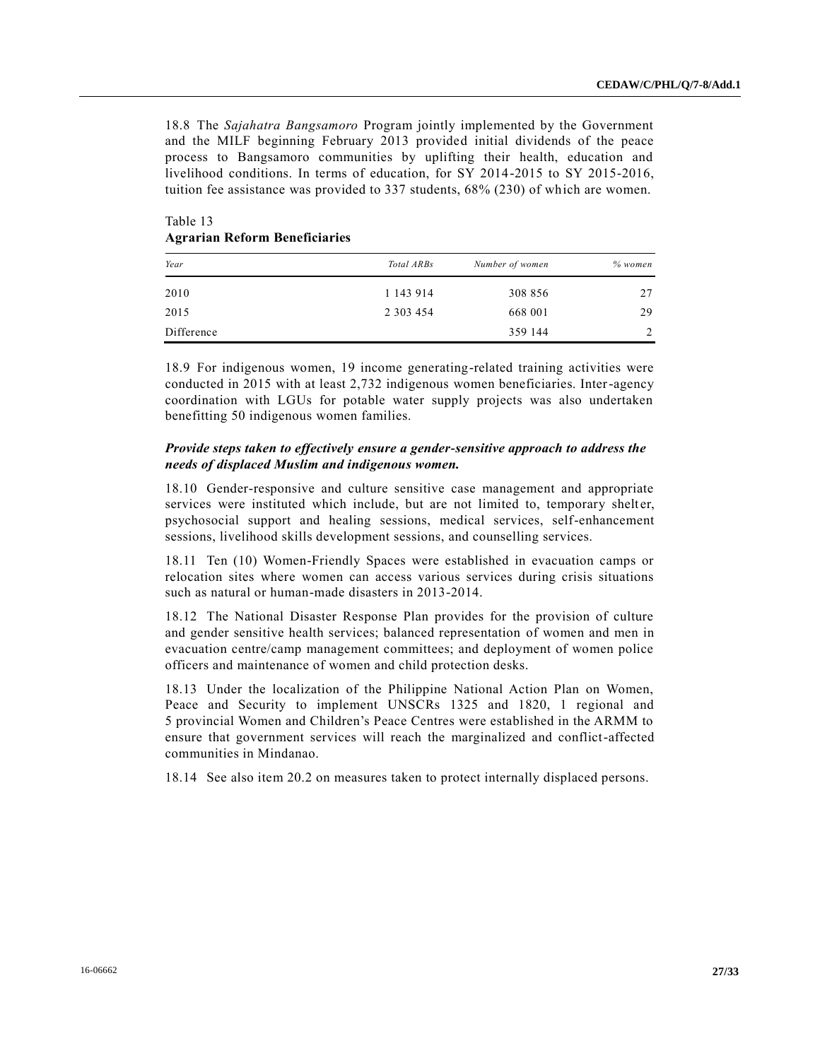18.8 The *Sajahatra Bangsamoro* Program jointly implemented by the Government and the MILF beginning February 2013 provided initial dividends of the peace process to Bangsamoro communities by uplifting their health, education and livelihood conditions. In terms of education, for SY 2014-2015 to SY 2015-2016, tuition fee assistance was provided to 337 students, 68% (230) of which are women.

Table 13
**Agrarian Reform Beneficiaries**

| *Year* | *Total ARBs* | *Number of women* | *% women* |
|---|---|---|---|
| 2010 | 1 143 914 | 308 856 | 27 |
| 2015 | 2 303 454 | 668 001 | 29 |
| Difference | | 359 144 | 2 |

18.9 For indigenous women, 19 income generating-related training activities were conducted in 2015 with at least 2,732 indigenous women beneficiaries. Inter-agency coordination with LGUs for potable water supply projects was also undertaken benefitting 50 indigenous women families.

***Provide steps taken to effectively ensure a gender-sensitive approach to address the needs of displaced Muslim and indigenous women.***

18.10 Gender-responsive and culture sensitive case management and appropriate services were instituted which include, but are not limited to, temporary shelter, psychosocial support and healing sessions, medical services, self-enhancement sessions, livelihood skills development sessions, and counselling services.

18.11 Ten (10) Women-Friendly Spaces were established in evacuation camps or relocation sites where women can access various services during crisis situations such as natural or human-made disasters in 2013-2014.

18.12 The National Disaster Response Plan provides for the provision of culture and gender sensitive health services; balanced representation of women and men in evacuation centre/camp management committees; and deployment of women police officers and maintenance of women and child protection desks.

18.13 Under the localization of the Philippine National Action Plan on Women, Peace and Security to implement UNSCRs 1325 and 1820, 1 regional and 5 provincial Women and Children's Peace Centres were established in the ARMM to ensure that government services will reach the marginalized and conflict-affected communities in Mindanao.

18.14 See also item 20.2 on measures taken to protect internally displaced persons.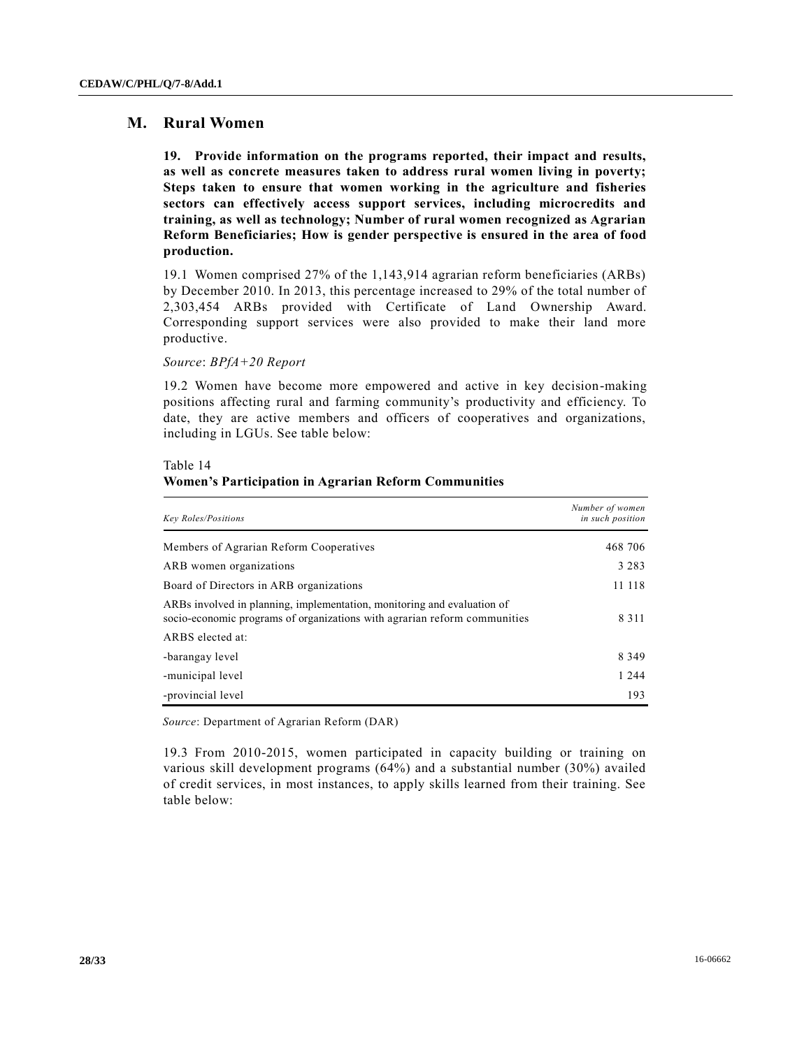## M. Rural Women

**19. Provide information on the programs reported, their impact and results, as well as concrete measures taken to address rural women living in poverty; Steps taken to ensure that women working in the agriculture and fisheries sectors can effectively access support services, including microcredits and training, as well as technology; Number of rural women recognized as Agrarian Reform Beneficiaries; How is gender perspective is ensured in the area of food production.**

19.1 Women comprised 27% of the 1,143,914 agrarian reform beneficiaries (ARBs) by December 2010. In 2013, this percentage increased to 29% of the total number of 2,303,454 ARBs provided with Certificate of Land Ownership Award. Corresponding support services were also provided to make their land more productive.

*Source*: *BPfA+20 Report*

19.2 Women have become more empowered and active in key decision-making positions affecting rural and farming community's productivity and efficiency. To date, they are active members and officers of cooperatives and organizations, including in LGUs. See table below:

Table 14
**Women's Participation in Agrarian Reform Communities**

| *Key Roles/Positions* | *Number of women in such position* |
|---|---|
| Members of Agrarian Reform Cooperatives | 468 706 |
| ARB women organizations | 3 283 |
| Board of Directors in ARB organizations | 11 118 |
| ARBs involved in planning, implementation, monitoring and evaluation of socio-economic programs of organizations with agrarian reform communities | 8 311 |
| ARBS elected at: | |
| -barangay level | 8 349 |
| -municipal level | 1 244 |
| -provincial level | 193 |

*Source*: Department of Agrarian Reform (DAR)

19.3 From 2010-2015, women participated in capacity building or training on various skill development programs (64%) and a substantial number (30%) availed of credit services, in most instances, to apply skills learned from their training. See table below: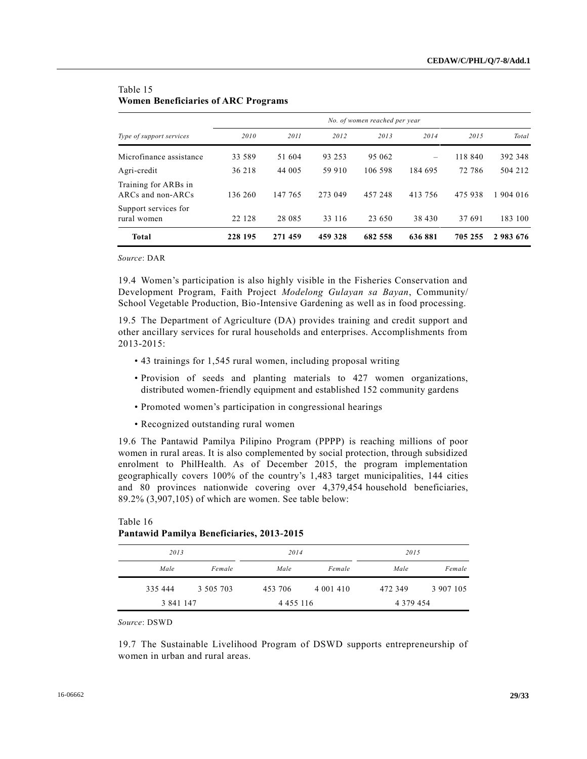Table 15
**Women Beneficiaries of ARC Programs**

| *Type of support services* | *No. of women reached per year* | | | | | | |
|---|---|---|---|---|---|---|---|
| | *2010* | *2011* | *2012* | *2013* | *2014* | *2015* | *Total* |
| Microfinance assistance | 33 589 | 51 604 | 93 253 | 95 062 | – | 118 840 | 392 348 |
| Agri-credit | 36 218 | 44 005 | 59 910 | 106 598 | 184 695 | 72 786 | 504 212 |
| Training for ARBs in ARCs and non-ARCs | 136 260 | 147 765 | 273 049 | 457 248 | 413 756 | 475 938 | 1 904 016 |
| Support services for rural women | 22 128 | 28 085 | 33 116 | 23 650 | 38 430 | 37 691 | 183 100 |
| **Total** | **228 195** | **271 459** | **459 328** | **682 558** | **636 881** | **705 255** | **2 983 676** |

*Source*: DAR

19.4 Women's participation is also highly visible in the Fisheries Conservation and Development Program, Faith Project *Modelong Gulayan sa Bayan*, Community/ School Vegetable Production, Bio-Intensive Gardening as well as in food processing.

19.5 The Department of Agriculture (DA) provides training and credit support and other ancillary services for rural households and enterprises. Accomplishments from 2013-2015:

- 43 trainings for 1,545 rural women, including proposal writing
- Provision of seeds and planting materials to 427 women organizations, distributed women-friendly equipment and established 152 community gardens
- Promoted women's participation in congressional hearings
- Recognized outstanding rural women

19.6 The Pantawid Pamilya Pilipino Program (PPPP) is reaching millions of poor women in rural areas. It is also complemented by social protection, through subsidized enrolment to PhilHealth. As of December 2015, the program implementation geographically covers 100% of the country's 1,483 target municipalities, 144 cities and 80 provinces nationwide covering over 4,379,454 household beneficiaries, 89.2% (3,907,105) of which are women. See table below:

Table 16
**Pantawid Pamilya Beneficiaries, 2013-2015**

| *2013* | | *2014* | | *2015* | |
|---|---|---|---|---|---|
| *Male* | *Female* | *Male* | *Female* | *Male* | *Female* |
| 335 444 | 3 505 703 | 453 706 | 4 001 410 | 472 349 | 3 907 105 |
| 3 841 147 | | 4 455 116 | | 4 379 454 | |

*Source*: DSWD

19.7 The Sustainable Livelihood Program of DSWD supports entrepreneurship of women in urban and rural areas.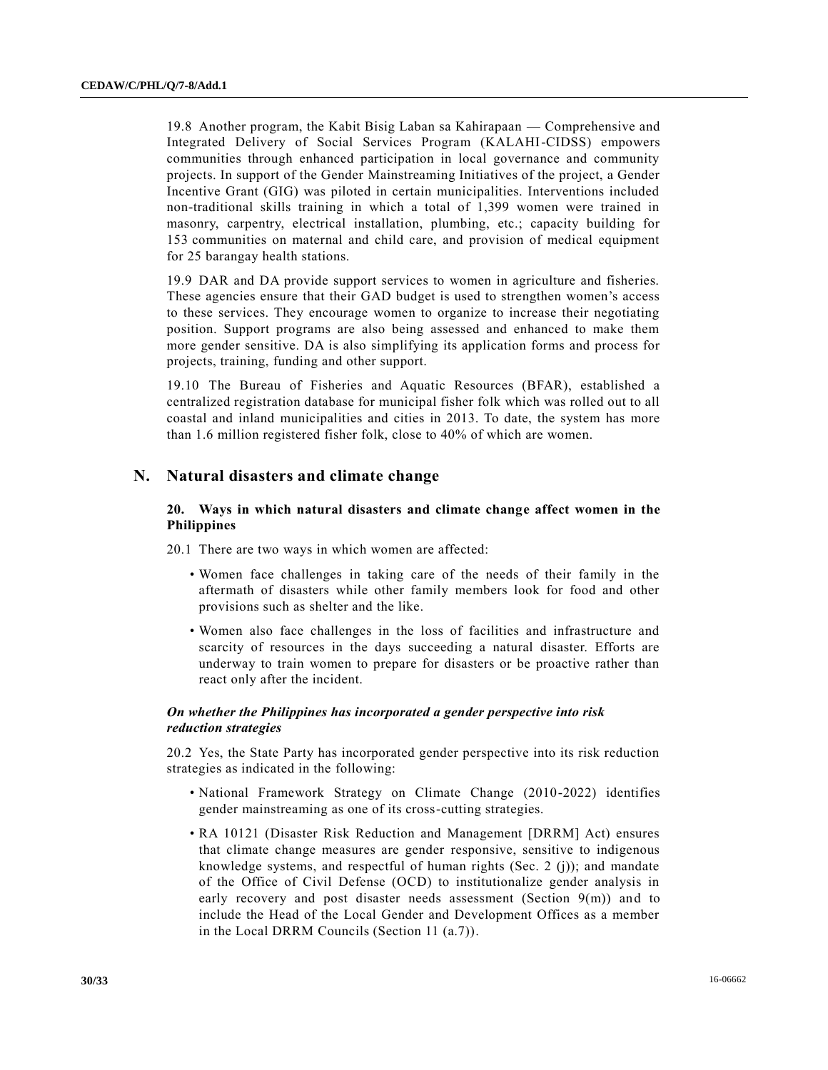19.8 Another program, the Kabit Bisig Laban sa Kahirapaan — Comprehensive and Integrated Delivery of Social Services Program (KALAHI-CIDSS) empowers communities through enhanced participation in local governance and community projects. In support of the Gender Mainstreaming Initiatives of the project, a Gender Incentive Grant (GIG) was piloted in certain municipalities. Interventions included non-traditional skills training in which a total of 1,399 women were trained in masonry, carpentry, electrical installation, plumbing, etc.; capacity building for 153 communities on maternal and child care, and provision of medical equipment for 25 barangay health stations.

19.9 DAR and DA provide support services to women in agriculture and fisheries. These agencies ensure that their GAD budget is used to strengthen women's access to these services. They encourage women to organize to increase their negotiating position. Support programs are also being assessed and enhanced to make them more gender sensitive. DA is also simplifying its application forms and process for projects, training, funding and other support.

19.10 The Bureau of Fisheries and Aquatic Resources (BFAR), established a centralized registration database for municipal fisher folk which was rolled out to all coastal and inland municipalities and cities in 2013. To date, the system has more than 1.6 million registered fisher folk, close to 40% of which are women.

## N. Natural disasters and climate change

### 20. Ways in which natural disasters and climate change affect women in the Philippines

20.1 There are two ways in which women are affected:

- Women face challenges in taking care of the needs of their family in the aftermath of disasters while other family members look for food and other provisions such as shelter and the like.
- Women also face challenges in the loss of facilities and infrastructure and scarcity of resources in the days succeeding a natural disaster. Efforts are underway to train women to prepare for disasters or be proactive rather than react only after the incident.

#### *On whether the Philippines has incorporated a gender perspective into risk reduction strategies*

20.2 Yes, the State Party has incorporated gender perspective into its risk reduction strategies as indicated in the following:

- National Framework Strategy on Climate Change (2010-2022) identifies gender mainstreaming as one of its cross-cutting strategies.
- RA 10121 (Disaster Risk Reduction and Management [DRRM] Act) ensures that climate change measures are gender responsive, sensitive to indigenous knowledge systems, and respectful of human rights (Sec. 2 (j)); and mandate of the Office of Civil Defense (OCD) to institutionalize gender analysis in early recovery and post disaster needs assessment (Section 9(m)) and to include the Head of the Local Gender and Development Offices as a member in the Local DRRM Councils (Section 11 (a.7)).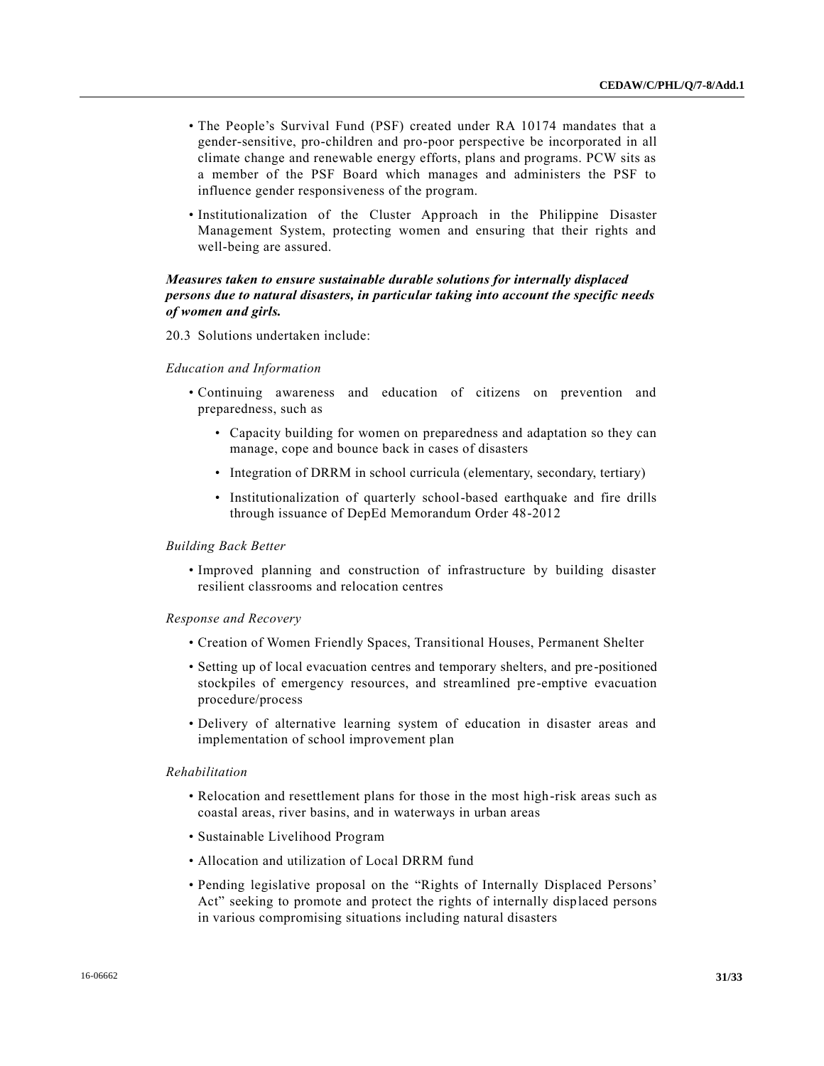- The People's Survival Fund (PSF) created under RA 10174 mandates that a gender-sensitive, pro-children and pro-poor perspective be incorporated in all climate change and renewable energy efforts, plans and programs. PCW sits as a member of the PSF Board which manages and administers the PSF to influence gender responsiveness of the program.
- Institutionalization of the Cluster Approach in the Philippine Disaster Management System, protecting women and ensuring that their rights and well-being are assured.

***Measures taken to ensure sustainable durable solutions for internally displaced persons due to natural disasters, in particular taking into account the specific needs of women and girls.***

20.3 Solutions undertaken include:

*Education and Information*

- Continuing awareness and education of citizens on prevention and preparedness, such as
  - Capacity building for women on preparedness and adaptation so they can manage, cope and bounce back in cases of disasters
  - Integration of DRRM in school curricula (elementary, secondary, tertiary)
  - Institutionalization of quarterly school-based earthquake and fire drills through issuance of DepEd Memorandum Order 48-2012

*Building Back Better*

- Improved planning and construction of infrastructure by building disaster resilient classrooms and relocation centres

*Response and Recovery*

- Creation of Women Friendly Spaces, Transitional Houses, Permanent Shelter
- Setting up of local evacuation centres and temporary shelters, and pre-positioned stockpiles of emergency resources, and streamlined pre-emptive evacuation procedure/process
- Delivery of alternative learning system of education in disaster areas and implementation of school improvement plan

*Rehabilitation*

- Relocation and resettlement plans for those in the most high-risk areas such as coastal areas, river basins, and in waterways in urban areas
- Sustainable Livelihood Program
- Allocation and utilization of Local DRRM fund
- Pending legislative proposal on the "Rights of Internally Displaced Persons' Act" seeking to promote and protect the rights of internally displaced persons in various compromising situations including natural disasters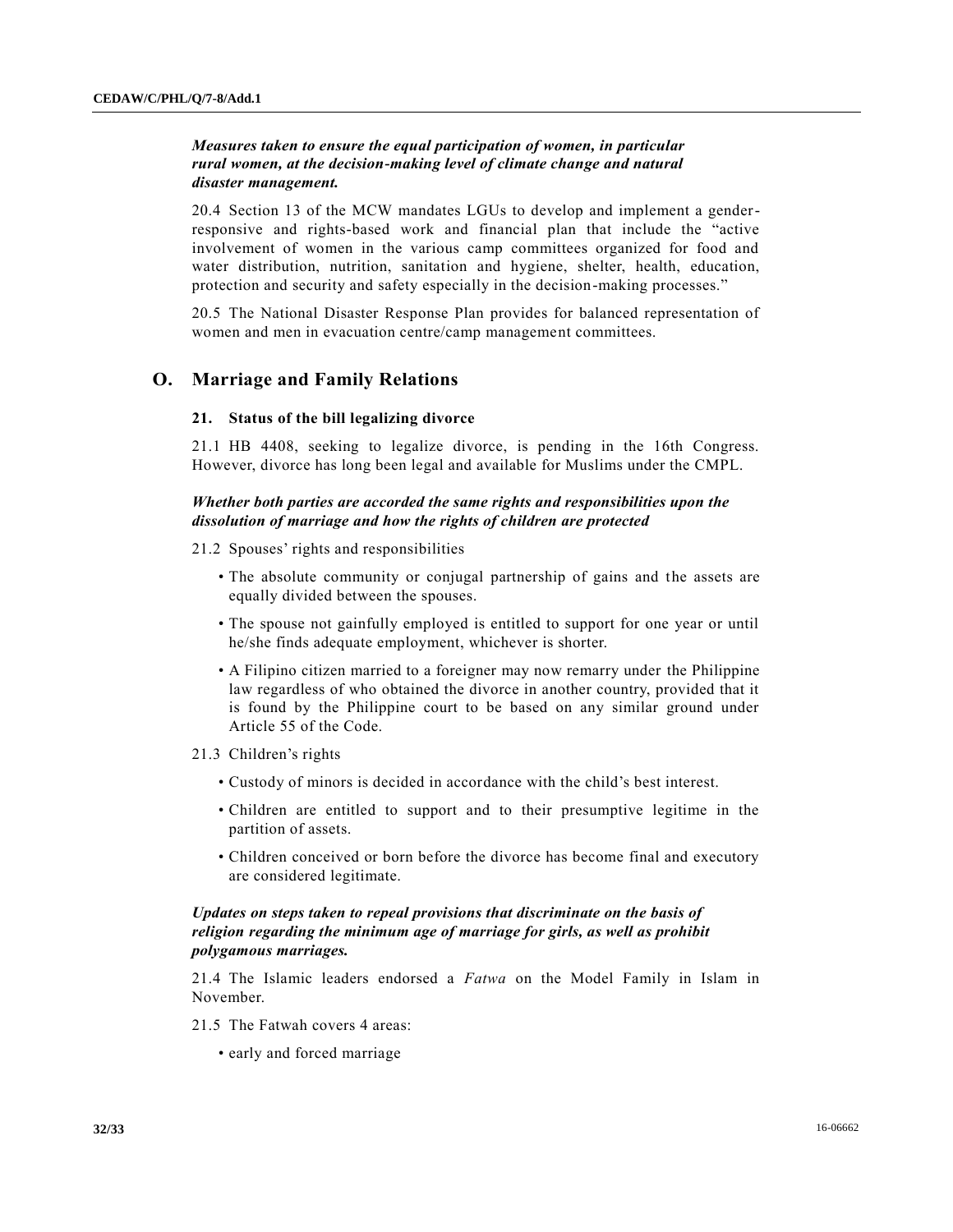***Measures taken to ensure the equal participation of women, in particular rural women, at the decision-making level of climate change and natural disaster management.***

20.4 Section 13 of the MCW mandates LGUs to develop and implement a gender-responsive and rights-based work and financial plan that include the "active involvement of women in the various camp committees organized for food and water distribution, nutrition, sanitation and hygiene, shelter, health, education, protection and security and safety especially in the decision-making processes."

20.5 The National Disaster Response Plan provides for balanced representation of women and men in evacuation centre/camp management committees.

## O. Marriage and Family Relations

### 21. Status of the bill legalizing divorce

21.1 HB 4408, seeking to legalize divorce, is pending in the 16th Congress. However, divorce has long been legal and available for Muslims under the CMPL.

***Whether both parties are accorded the same rights and responsibilities upon the dissolution of marriage and how the rights of children are protected***

21.2 Spouses' rights and responsibilities

- The absolute community or conjugal partnership of gains and the assets are equally divided between the spouses.
- The spouse not gainfully employed is entitled to support for one year or until he/she finds adequate employment, whichever is shorter.
- A Filipino citizen married to a foreigner may now remarry under the Philippine law regardless of who obtained the divorce in another country, provided that it is found by the Philippine court to be based on any similar ground under Article 55 of the Code.

21.3 Children's rights

- Custody of minors is decided in accordance with the child's best interest.
- Children are entitled to support and to their presumptive legitime in the partition of assets.
- Children conceived or born before the divorce has become final and executory are considered legitimate.

***Updates on steps taken to repeal provisions that discriminate on the basis of religion regarding the minimum age of marriage for girls, as well as prohibit polygamous marriages.***

21.4 The Islamic leaders endorsed a *Fatwa* on the Model Family in Islam in November.

21.5 The Fatwah covers 4 areas:

- early and forced marriage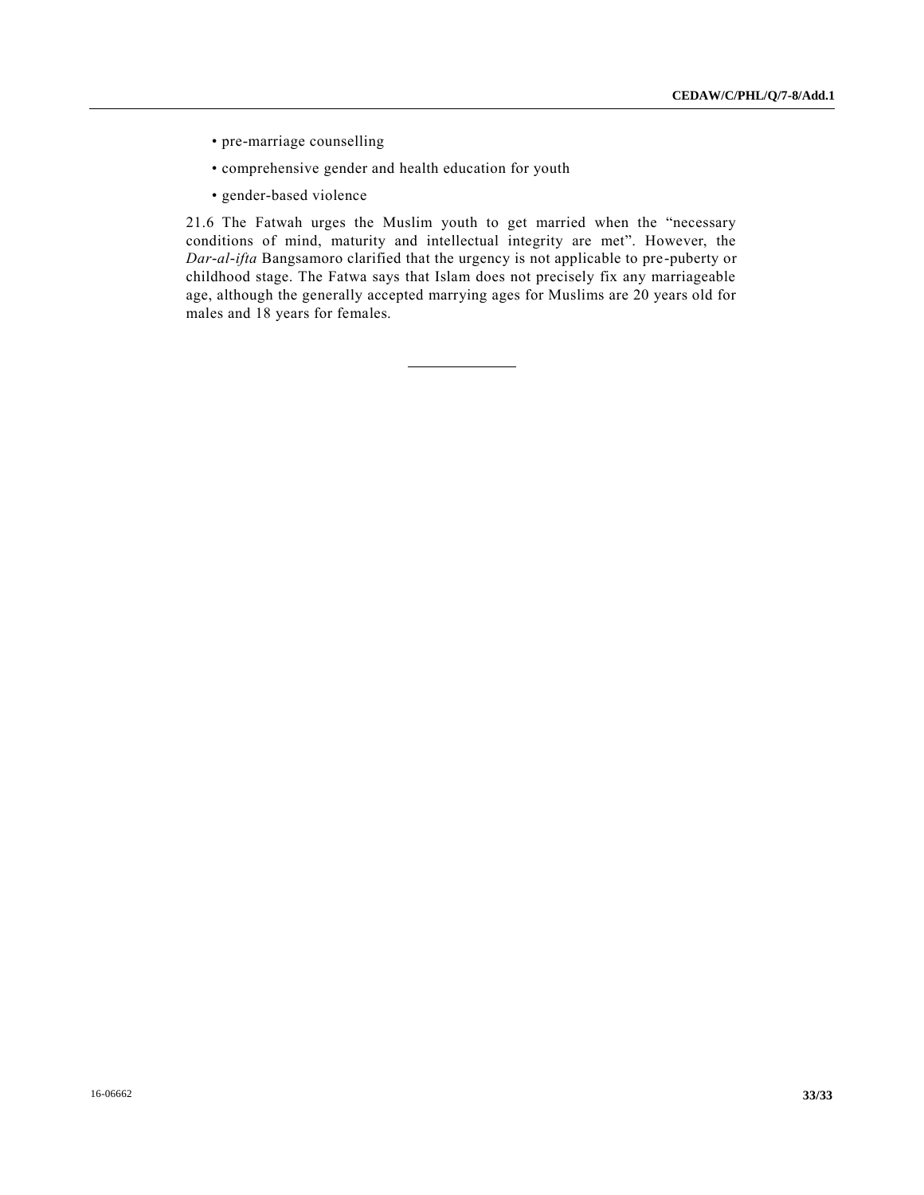- pre-marriage counselling
- comprehensive gender and health education for youth
- gender-based violence

21.6 The Fatwah urges the Muslim youth to get married when the “necessary conditions of mind, maturity and intellectual integrity are met”. However, the *Dar-al-ifta* Bangsamoro clarified that the urgency is not applicable to pre-puberty or childhood stage. The Fatwa says that Islam does not precisely fix any marriageable age, although the generally accepted marrying ages for Muslims are 20 years old for males and 18 years for females.